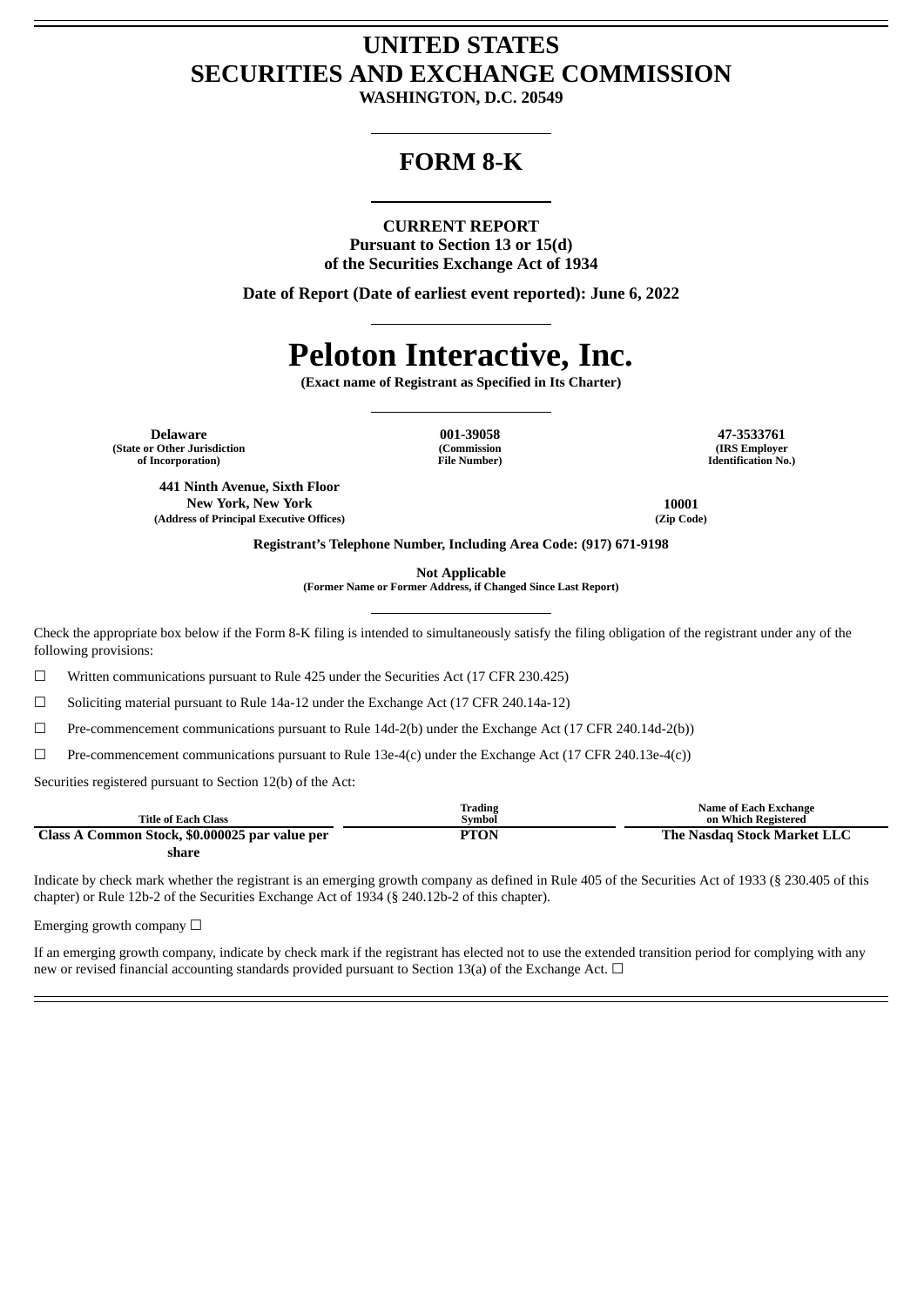# UNITED STATES
# SECURITIES AND EXCHANGE COMMISSION

**WASHINGTON, D.C. 20549**

## FORM 8-K

**CURRENT REPORT**
**Pursuant to Section 13 or 15(d)**
**of the Securities Exchange Act of 1934**

**Date of Report (Date of earliest event reported): June 6, 2022**

# Peloton Interactive, Inc.

**(Exact name of Registrant as Specified in Its Charter)**

| Delaware | 001-39058 | 47-3533761 |
|---|---|---|
| (State or Other Jurisdiction of Incorporation) | (Commission File Number) | (IRS Employer Identification No.) |

| 441 Ninth Avenue, Sixth Floor New York, New York | 10001 |
|---|---|
| (Address of Principal Executive Offices) | (Zip Code) |

**Registrant's Telephone Number, Including Area Code: (917) 671-9198**

**Not Applicable**
**(Former Name or Former Address, if Changed Since Last Report)**

Check the appropriate box below if the Form 8-K filing is intended to simultaneously satisfy the filing obligation of the registrant under any of the following provisions:

☐ Written communications pursuant to Rule 425 under the Securities Act (17 CFR 230.425)

☐ Soliciting material pursuant to Rule 14a-12 under the Exchange Act (17 CFR 240.14a-12)

☐ Pre-commencement communications pursuant to Rule 14d-2(b) under the Exchange Act (17 CFR 240.14d-2(b))

☐ Pre-commencement communications pursuant to Rule 13e-4(c) under the Exchange Act (17 CFR 240.13e-4(c))

Securities registered pursuant to Section 12(b) of the Act:

| Title of Each Class | Trading Symbol | Name of Each Exchange on Which Registered |
|---|---|---|
| Class A Common Stock, $0.000025 par value per share | PTON | The Nasdaq Stock Market LLC |

Indicate by check mark whether the registrant is an emerging growth company as defined in Rule 405 of the Securities Act of 1933 (§ 230.405 of this chapter) or Rule 12b-2 of the Securities Exchange Act of 1934 (§ 240.12b-2 of this chapter).

Emerging growth company ☐

If an emerging growth company, indicate by check mark if the registrant has elected not to use the extended transition period for complying with any new or revised financial accounting standards provided pursuant to Section 13(a) of the Exchange Act. ☐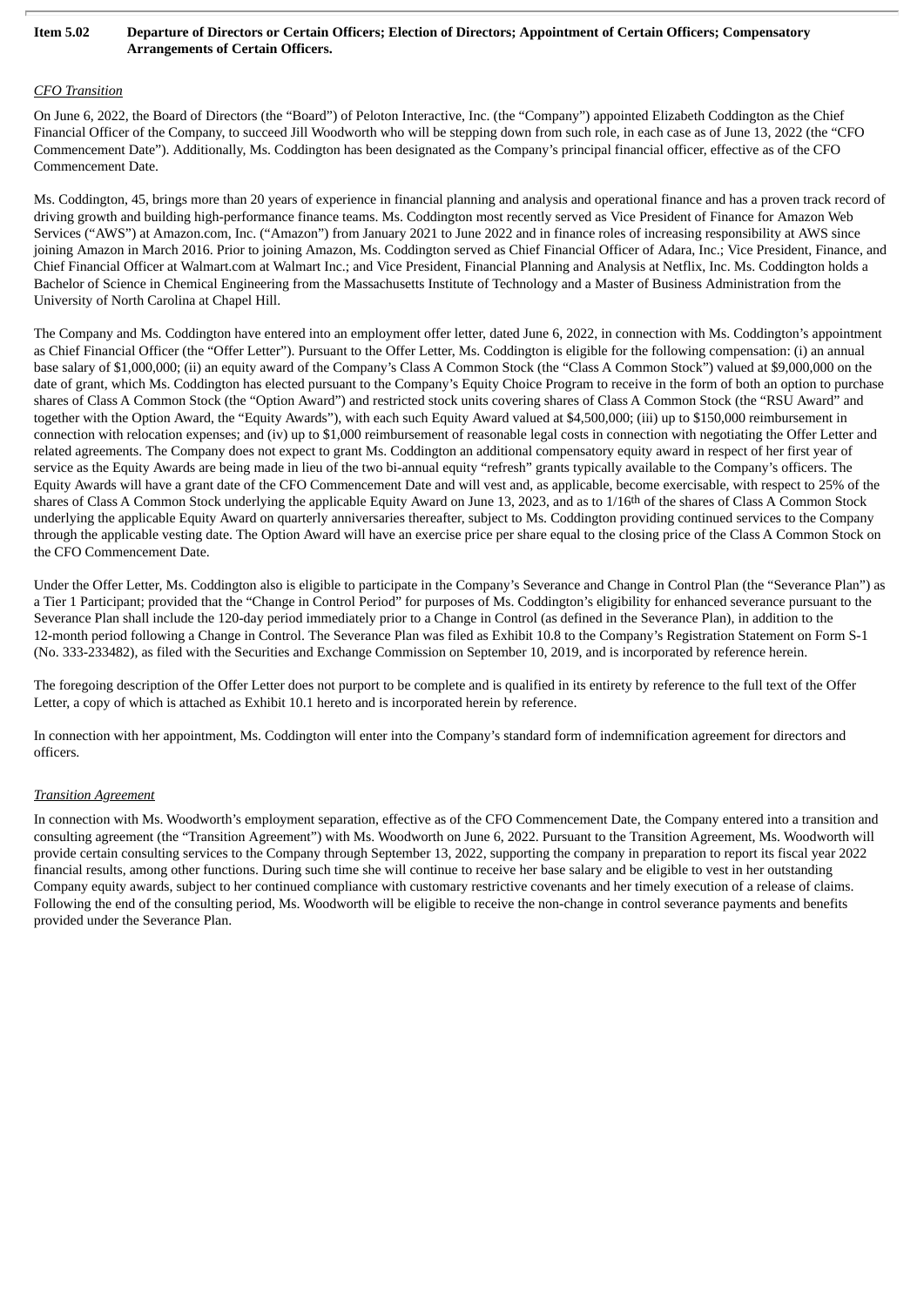**Item 5.02 Departure of Directors or Certain Officers; Election of Directors; Appointment of Certain Officers; Compensatory Arrangements of Certain Officers.**

*CFO Transition*

On June 6, 2022, the Board of Directors (the "Board") of Peloton Interactive, Inc. (the "Company") appointed Elizabeth Coddington as the Chief Financial Officer of the Company, to succeed Jill Woodworth who will be stepping down from such role, in each case as of June 13, 2022 (the "CFO Commencement Date"). Additionally, Ms. Coddington has been designated as the Company's principal financial officer, effective as of the CFO Commencement Date.

Ms. Coddington, 45, brings more than 20 years of experience in financial planning and analysis and operational finance and has a proven track record of driving growth and building high-performance finance teams. Ms. Coddington most recently served as Vice President of Finance for Amazon Web Services ("AWS") at Amazon.com, Inc. ("Amazon") from January 2021 to June 2022 and in finance roles of increasing responsibility at AWS since joining Amazon in March 2016. Prior to joining Amazon, Ms. Coddington served as Chief Financial Officer of Adara, Inc.; Vice President, Finance, and Chief Financial Officer at Walmart.com at Walmart Inc.; and Vice President, Financial Planning and Analysis at Netflix, Inc. Ms. Coddington holds a Bachelor of Science in Chemical Engineering from the Massachusetts Institute of Technology and a Master of Business Administration from the University of North Carolina at Chapel Hill.

The Company and Ms. Coddington have entered into an employment offer letter, dated June 6, 2022, in connection with Ms. Coddington's appointment as Chief Financial Officer (the "Offer Letter"). Pursuant to the Offer Letter, Ms. Coddington is eligible for the following compensation: (i) an annual base salary of $1,000,000; (ii) an equity award of the Company's Class A Common Stock (the "Class A Common Stock") valued at $9,000,000 on the date of grant, which Ms. Coddington has elected pursuant to the Company's Equity Choice Program to receive in the form of both an option to purchase shares of Class A Common Stock (the "Option Award") and restricted stock units covering shares of Class A Common Stock (the "RSU Award" and together with the Option Award, the "Equity Awards"), with each such Equity Award valued at $4,500,000; (iii) up to $150,000 reimbursement in connection with relocation expenses; and (iv) up to $1,000 reimbursement of reasonable legal costs in connection with negotiating the Offer Letter and related agreements. The Company does not expect to grant Ms. Coddington an additional compensatory equity award in respect of her first year of service as the Equity Awards are being made in lieu of the two bi-annual equity "refresh" grants typically available to the Company's officers. The Equity Awards will have a grant date of the CFO Commencement Date and will vest and, as applicable, become exercisable, with respect to 25% of the shares of Class A Common Stock underlying the applicable Equity Award on June 13, 2023, and as to 1/16th of the shares of Class A Common Stock underlying the applicable Equity Award on quarterly anniversaries thereafter, subject to Ms. Coddington providing continued services to the Company through the applicable vesting date. The Option Award will have an exercise price per share equal to the closing price of the Class A Common Stock on the CFO Commencement Date.

Under the Offer Letter, Ms. Coddington also is eligible to participate in the Company's Severance and Change in Control Plan (the "Severance Plan") as a Tier 1 Participant; provided that the "Change in Control Period" for purposes of Ms. Coddington's eligibility for enhanced severance pursuant to the Severance Plan shall include the 120-day period immediately prior to a Change in Control (as defined in the Severance Plan), in addition to the 12-month period following a Change in Control. The Severance Plan was filed as Exhibit 10.8 to the Company's Registration Statement on Form S-1 (No. 333-233482), as filed with the Securities and Exchange Commission on September 10, 2019, and is incorporated by reference herein.

The foregoing description of the Offer Letter does not purport to be complete and is qualified in its entirety by reference to the full text of the Offer Letter, a copy of which is attached as Exhibit 10.1 hereto and is incorporated herein by reference.

In connection with her appointment, Ms. Coddington will enter into the Company's standard form of indemnification agreement for directors and officers.

*Transition Agreement*

In connection with Ms. Woodworth's employment separation, effective as of the CFO Commencement Date, the Company entered into a transition and consulting agreement (the "Transition Agreement") with Ms. Woodworth on June 6, 2022. Pursuant to the Transition Agreement, Ms. Woodworth will provide certain consulting services to the Company through September 13, 2022, supporting the company in preparation to report its fiscal year 2022 financial results, among other functions. During such time she will continue to receive her base salary and be eligible to vest in her outstanding Company equity awards, subject to her continued compliance with customary restrictive covenants and her timely execution of a release of claims. Following the end of the consulting period, Ms. Woodworth will be eligible to receive the non-change in control severance payments and benefits provided under the Severance Plan.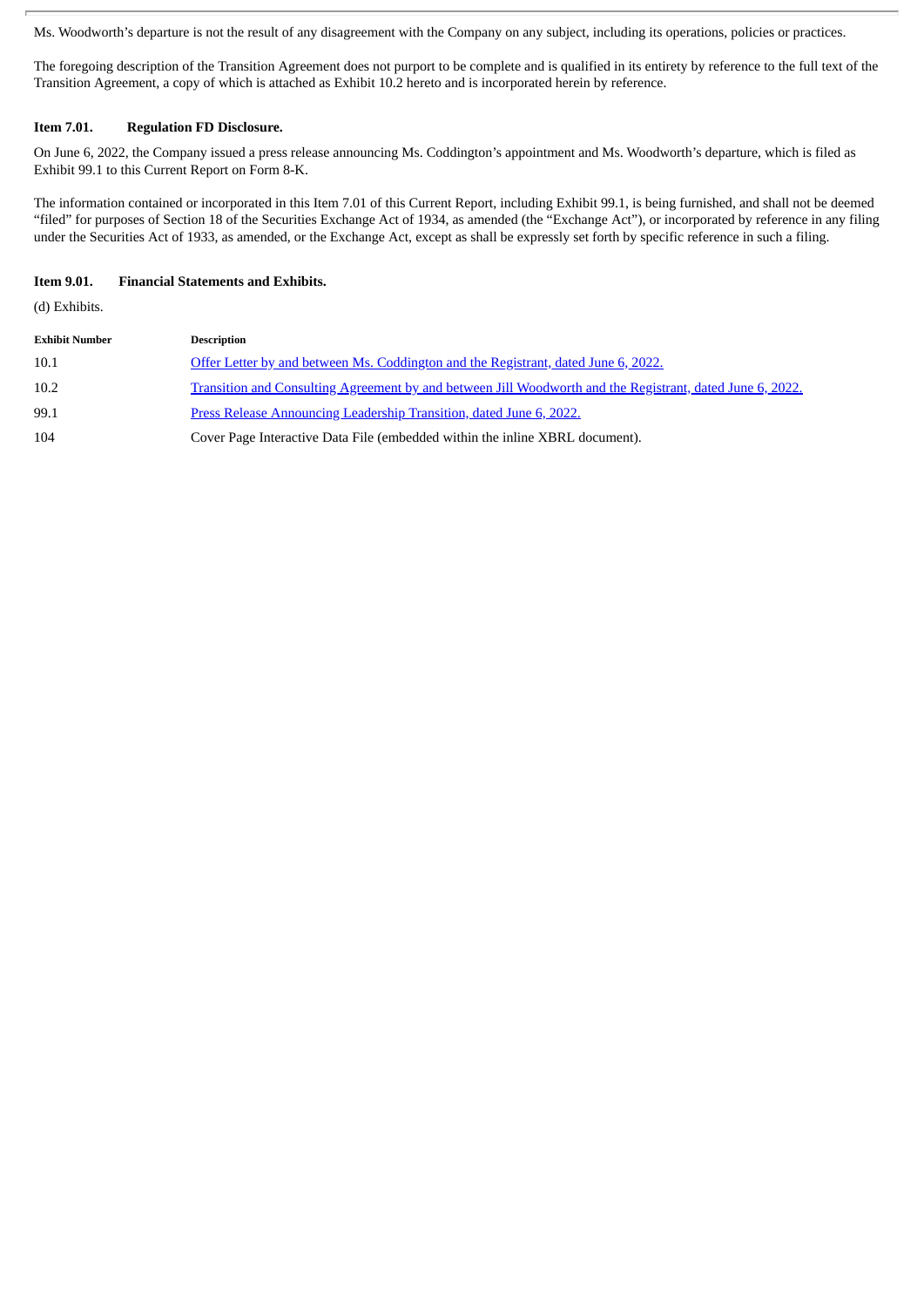Ms. Woodworth's departure is not the result of any disagreement with the Company on any subject, including its operations, policies or practices.

The foregoing description of the Transition Agreement does not purport to be complete and is qualified in its entirety by reference to the full text of the Transition Agreement, a copy of which is attached as Exhibit 10.2 hereto and is incorporated herein by reference.

### Item 7.01. Regulation FD Disclosure.

On June 6, 2022, the Company issued a press release announcing Ms. Coddington's appointment and Ms. Woodworth's departure, which is filed as Exhibit 99.1 to this Current Report on Form 8-K.

The information contained or incorporated in this Item 7.01 of this Current Report, including Exhibit 99.1, is being furnished, and shall not be deemed "filed" for purposes of Section 18 of the Securities Exchange Act of 1934, as amended (the "Exchange Act"), or incorporated by reference in any filing under the Securities Act of 1933, as amended, or the Exchange Act, except as shall be expressly set forth by specific reference in such a filing.

### Item 9.01. Financial Statements and Exhibits.

(d) Exhibits.

| Exhibit Number | Description |
|---|---|
| 10.1 | Offer Letter by and between Ms. Coddington and the Registrant, dated June 6, 2022. |
| 10.2 | Transition and Consulting Agreement by and between Jill Woodworth and the Registrant, dated June 6, 2022. |
| 99.1 | Press Release Announcing Leadership Transition, dated June 6, 2022. |
| 104 | Cover Page Interactive Data File (embedded within the inline XBRL document). |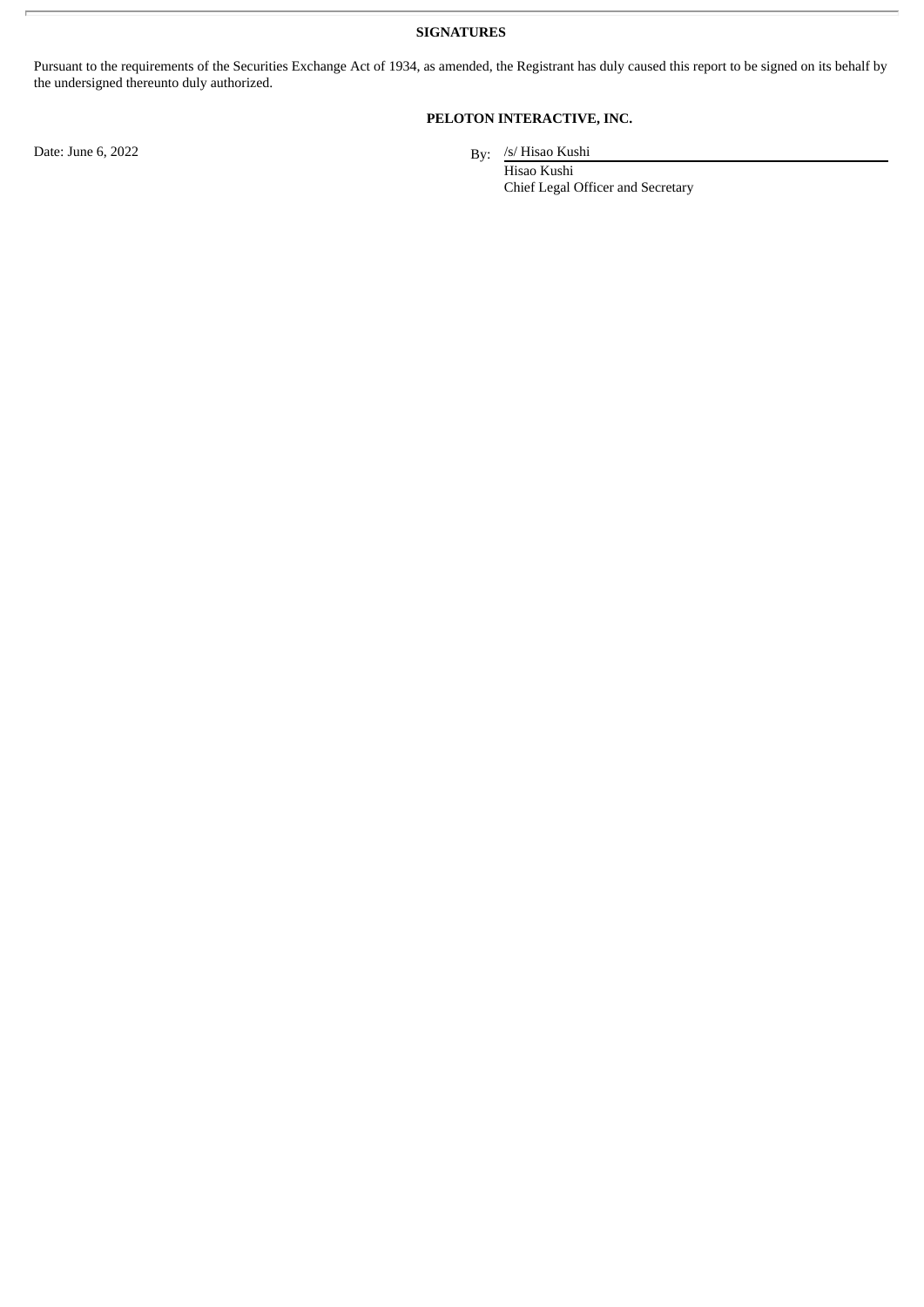**SIGNATURES**

Pursuant to the requirements of the Securities Exchange Act of 1934, as amended, the Registrant has duly caused this report to be signed on its behalf by the undersigned thereunto duly authorized.

**PELOTON INTERACTIVE, INC.**

Date: June 6, 2022

By: /s/ Hisao Kushi
Hisao Kushi
Chief Legal Officer and Secretary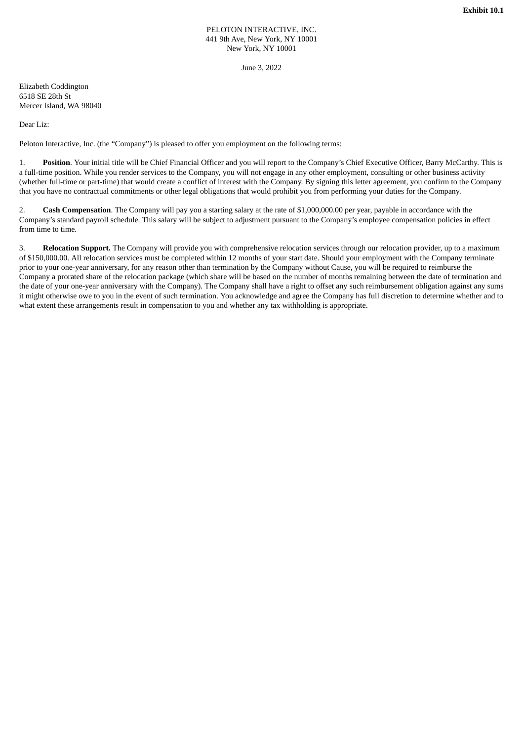**Exhibit 10.1**

PELOTON INTERACTIVE, INC.
441 9th Ave, New York, NY 10001
New York, NY 10001

June 3, 2022

Elizabeth Coddington
6518 SE 28th St
Mercer Island, WA 98040

Dear Liz:

Peloton Interactive, Inc. (the "Company") is pleased to offer you employment on the following terms:

1. **Position**. Your initial title will be Chief Financial Officer and you will report to the Company's Chief Executive Officer, Barry McCarthy. This is a full-time position. While you render services to the Company, you will not engage in any other employment, consulting or other business activity (whether full-time or part-time) that would create a conflict of interest with the Company. By signing this letter agreement, you confirm to the Company that you have no contractual commitments or other legal obligations that would prohibit you from performing your duties for the Company.

2. **Cash Compensation**. The Company will pay you a starting salary at the rate of $1,000,000.00 per year, payable in accordance with the Company's standard payroll schedule. This salary will be subject to adjustment pursuant to the Company's employee compensation policies in effect from time to time.

3. **Relocation Support.** The Company will provide you with comprehensive relocation services through our relocation provider, up to a maximum of $150,000.00. All relocation services must be completed within 12 months of your start date. Should your employment with the Company terminate prior to your one-year anniversary, for any reason other than termination by the Company without Cause, you will be required to reimburse the Company a prorated share of the relocation package (which share will be based on the number of months remaining between the date of termination and the date of your one-year anniversary with the Company). The Company shall have a right to offset any such reimbursement obligation against any sums it might otherwise owe to you in the event of such termination. You acknowledge and agree the Company has full discretion to determine whether and to what extent these arrangements result in compensation to you and whether any tax withholding is appropriate.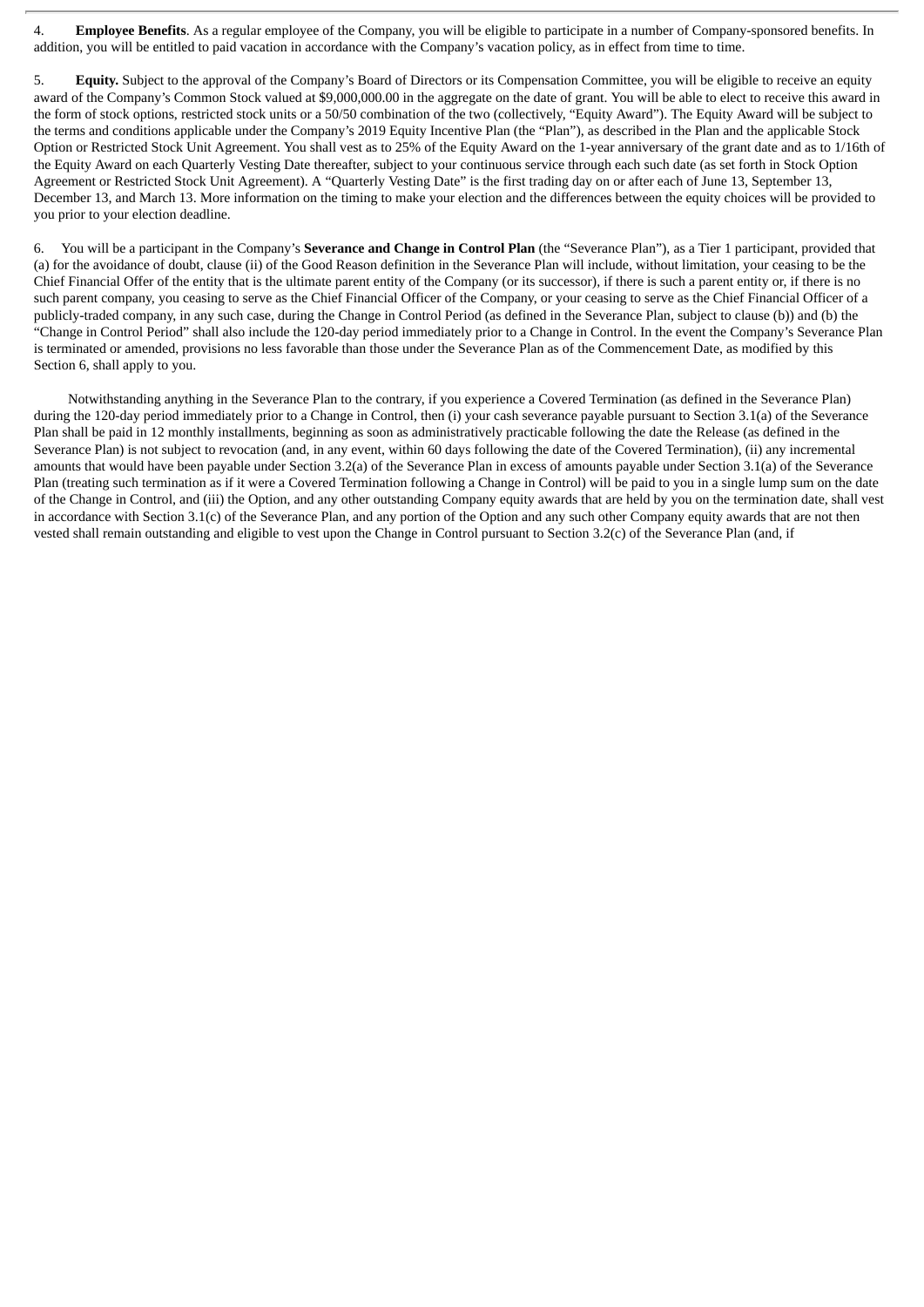4. **Employee Benefits**. As a regular employee of the Company, you will be eligible to participate in a number of Company-sponsored benefits. In addition, you will be entitled to paid vacation in accordance with the Company's vacation policy, as in effect from time to time.

5. **Equity.** Subject to the approval of the Company's Board of Directors or its Compensation Committee, you will be eligible to receive an equity award of the Company's Common Stock valued at $9,000,000.00 in the aggregate on the date of grant. You will be able to elect to receive this award in the form of stock options, restricted stock units or a 50/50 combination of the two (collectively, "Equity Award"). The Equity Award will be subject to the terms and conditions applicable under the Company's 2019 Equity Incentive Plan (the "Plan"), as described in the Plan and the applicable Stock Option or Restricted Stock Unit Agreement. You shall vest as to 25% of the Equity Award on the 1-year anniversary of the grant date and as to 1/16th of the Equity Award on each Quarterly Vesting Date thereafter, subject to your continuous service through each such date (as set forth in Stock Option Agreement or Restricted Stock Unit Agreement). A "Quarterly Vesting Date" is the first trading day on or after each of June 13, September 13, December 13, and March 13. More information on the timing to make your election and the differences between the equity choices will be provided to you prior to your election deadline.

6. You will be a participant in the Company's **Severance and Change in Control Plan** (the "Severance Plan"), as a Tier 1 participant, provided that (a) for the avoidance of doubt, clause (ii) of the Good Reason definition in the Severance Plan will include, without limitation, your ceasing to be the Chief Financial Offer of the entity that is the ultimate parent entity of the Company (or its successor), if there is such a parent entity or, if there is no such parent company, you ceasing to serve as the Chief Financial Officer of the Company, or your ceasing to serve as the Chief Financial Officer of a publicly-traded company, in any such case, during the Change in Control Period (as defined in the Severance Plan, subject to clause (b)) and (b) the "Change in Control Period" shall also include the 120-day period immediately prior to a Change in Control. In the event the Company's Severance Plan is terminated or amended, provisions no less favorable than those under the Severance Plan as of the Commencement Date, as modified by this Section 6, shall apply to you.

Notwithstanding anything in the Severance Plan to the contrary, if you experience a Covered Termination (as defined in the Severance Plan) during the 120-day period immediately prior to a Change in Control, then (i) your cash severance payable pursuant to Section 3.1(a) of the Severance Plan shall be paid in 12 monthly installments, beginning as soon as administratively practicable following the date the Release (as defined in the Severance Plan) is not subject to revocation (and, in any event, within 60 days following the date of the Covered Termination), (ii) any incremental amounts that would have been payable under Section 3.2(a) of the Severance Plan in excess of amounts payable under Section 3.1(a) of the Severance Plan (treating such termination as if it were a Covered Termination following a Change in Control) will be paid to you in a single lump sum on the date of the Change in Control, and (iii) the Option, and any other outstanding Company equity awards that are held by you on the termination date, shall vest in accordance with Section 3.1(c) of the Severance Plan, and any portion of the Option and any such other Company equity awards that are not then vested shall remain outstanding and eligible to vest upon the Change in Control pursuant to Section 3.2(c) of the Severance Plan (and, if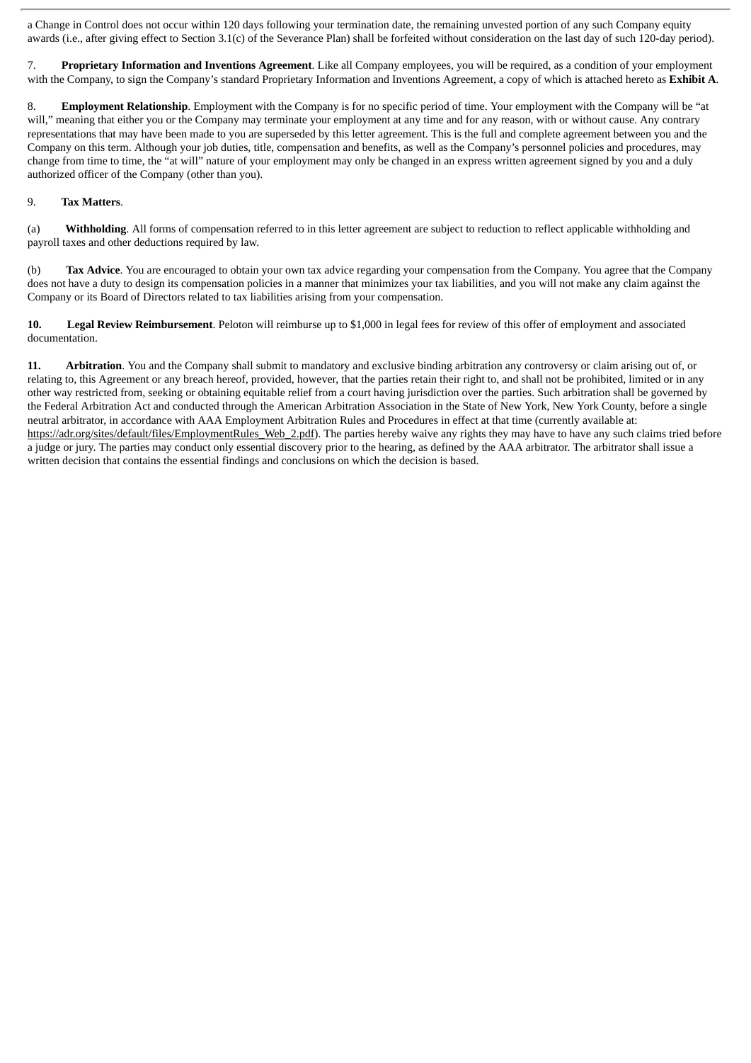a Change in Control does not occur within 120 days following your termination date, the remaining unvested portion of any such Company equity awards (i.e., after giving effect to Section 3.1(c) of the Severance Plan) shall be forfeited without consideration on the last day of such 120-day period).

7. **Proprietary Information and Inventions Agreement**. Like all Company employees, you will be required, as a condition of your employment with the Company, to sign the Company's standard Proprietary Information and Inventions Agreement, a copy of which is attached hereto as **Exhibit A**.

8. **Employment Relationship**. Employment with the Company is for no specific period of time. Your employment with the Company will be "at will," meaning that either you or the Company may terminate your employment at any time and for any reason, with or without cause. Any contrary representations that may have been made to you are superseded by this letter agreement. This is the full and complete agreement between you and the Company on this term. Although your job duties, title, compensation and benefits, as well as the Company's personnel policies and procedures, may change from time to time, the "at will" nature of your employment may only be changed in an express written agreement signed by you and a duly authorized officer of the Company (other than you).

9. **Tax Matters**.

(a) **Withholding**. All forms of compensation referred to in this letter agreement are subject to reduction to reflect applicable withholding and payroll taxes and other deductions required by law.

(b) **Tax Advice**. You are encouraged to obtain your own tax advice regarding your compensation from the Company. You agree that the Company does not have a duty to design its compensation policies in a manner that minimizes your tax liabilities, and you will not make any claim against the Company or its Board of Directors related to tax liabilities arising from your compensation.

**10. Legal Review Reimbursement**. Peloton will reimburse up to $1,000 in legal fees for review of this offer of employment and associated documentation.

**11. Arbitration**. You and the Company shall submit to mandatory and exclusive binding arbitration any controversy or claim arising out of, or relating to, this Agreement or any breach hereof, provided, however, that the parties retain their right to, and shall not be prohibited, limited or in any other way restricted from, seeking or obtaining equitable relief from a court having jurisdiction over the parties. Such arbitration shall be governed by the Federal Arbitration Act and conducted through the American Arbitration Association in the State of New York, New York County, before a single neutral arbitrator, in accordance with AAA Employment Arbitration Rules and Procedures in effect at that time (currently available at: https://adr.org/sites/default/files/EmploymentRules_Web_2.pdf). The parties hereby waive any rights they may have to have any such claims tried before a judge or jury. The parties may conduct only essential discovery prior to the hearing, as defined by the AAA arbitrator. The arbitrator shall issue a written decision that contains the essential findings and conclusions on which the decision is based.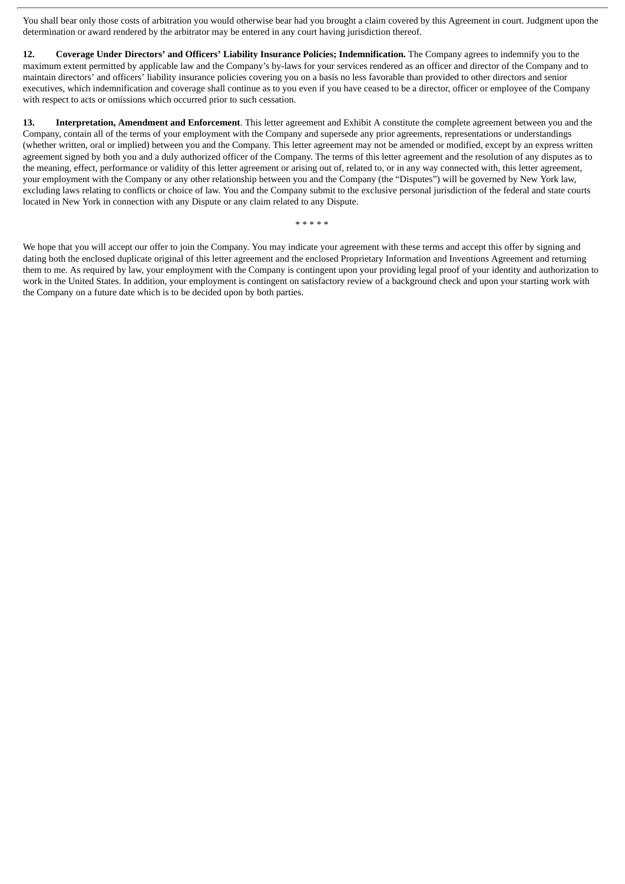You shall bear only those costs of arbitration you would otherwise bear had you brought a claim covered by this Agreement in court. Judgment upon the determination or award rendered by the arbitrator may be entered in any court having jurisdiction thereof.

**12. Coverage Under Directors' and Officers' Liability Insurance Policies; Indemnification.** The Company agrees to indemnify you to the maximum extent permitted by applicable law and the Company's by-laws for your services rendered as an officer and director of the Company and to maintain directors' and officers' liability insurance policies covering you on a basis no less favorable than provided to other directors and senior executives, which indemnification and coverage shall continue as to you even if you have ceased to be a director, officer or employee of the Company with respect to acts or omissions which occurred prior to such cessation.

**13. Interpretation, Amendment and Enforcement**. This letter agreement and Exhibit A constitute the complete agreement between you and the Company, contain all of the terms of your employment with the Company and supersede any prior agreements, representations or understandings (whether written, oral or implied) between you and the Company. This letter agreement may not be amended or modified, except by an express written agreement signed by both you and a duly authorized officer of the Company. The terms of this letter agreement and the resolution of any disputes as to the meaning, effect, performance or validity of this letter agreement or arising out of, related to, or in any way connected with, this letter agreement, your employment with the Company or any other relationship between you and the Company (the "Disputes") will be governed by New York law, excluding laws relating to conflicts or choice of law. You and the Company submit to the exclusive personal jurisdiction of the federal and state courts located in New York in connection with any Dispute or any claim related to any Dispute.

* * * * *

We hope that you will accept our offer to join the Company. You may indicate your agreement with these terms and accept this offer by signing and dating both the enclosed duplicate original of this letter agreement and the enclosed Proprietary Information and Inventions Agreement and returning them to me. As required by law, your employment with the Company is contingent upon your providing legal proof of your identity and authorization to work in the United States. In addition, your employment is contingent on satisfactory review of a background check and upon your starting work with the Company on a future date which is to be decided upon by both parties.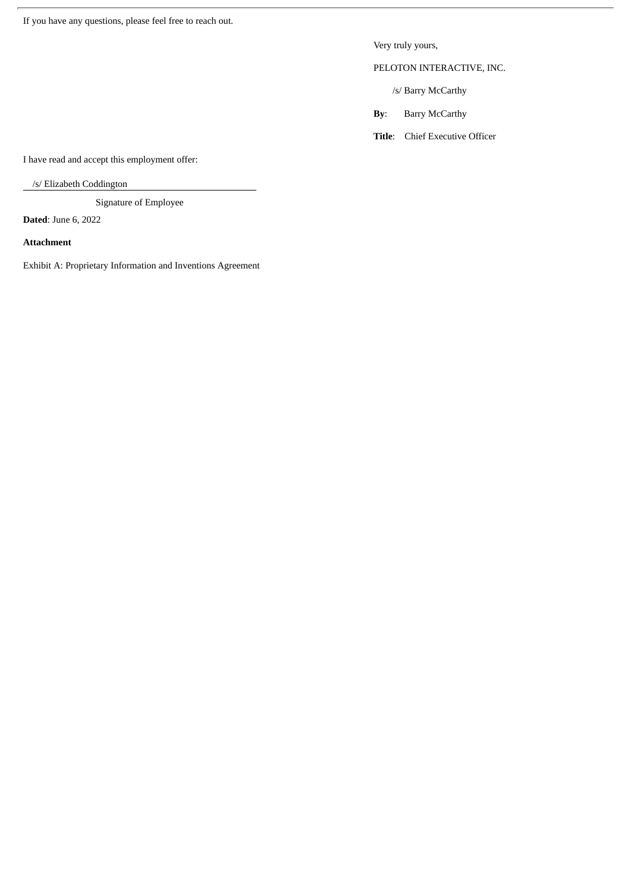If you have any questions, please feel free to reach out.

Very truly yours,

PELOTON INTERACTIVE, INC.

/s/ Barry McCarthy

**By**: Barry McCarthy

**Title**: Chief Executive Officer

I have read and accept this employment offer:

/s/ Elizabeth Coddington

Signature of Employee

**Dated**: June 6, 2022

**Attachment**

Exhibit A: Proprietary Information and Inventions Agreement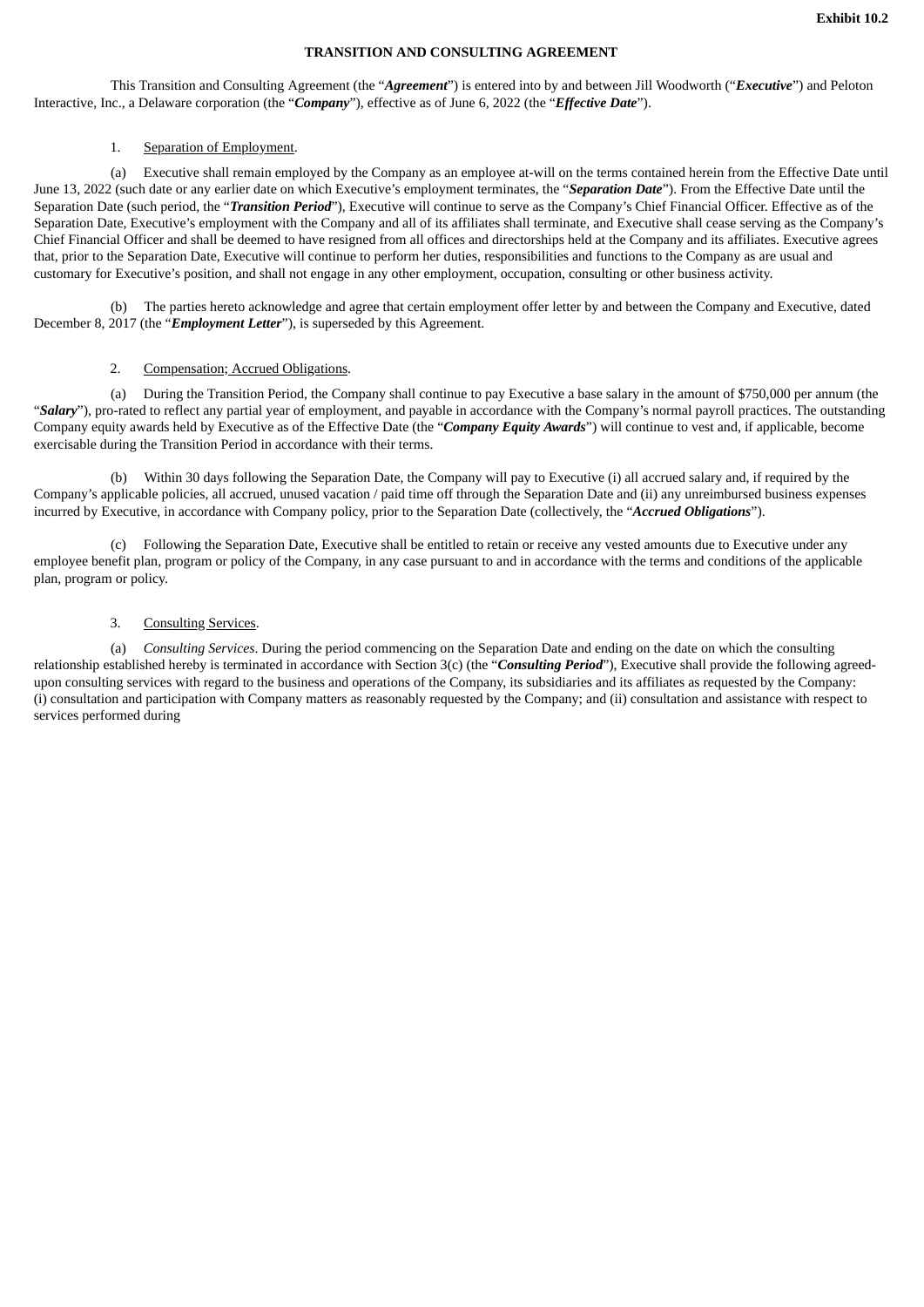**Exhibit 10.2**

**TRANSITION AND CONSULTING AGREEMENT**

This Transition and Consulting Agreement (the "***Agreement***") is entered into by and between Jill Woodworth ("***Executive***") and Peloton Interactive, Inc., a Delaware corporation (the "***Company***"), effective as of June 6, 2022 (the "***Effective Date***").

1. Separation of Employment.

(a) Executive shall remain employed by the Company as an employee at-will on the terms contained herein from the Effective Date until June 13, 2022 (such date or any earlier date on which Executive's employment terminates, the "***Separation Date***"). From the Effective Date until the Separation Date (such period, the "***Transition Period***"), Executive will continue to serve as the Company's Chief Financial Officer. Effective as of the Separation Date, Executive's employment with the Company and all of its affiliates shall terminate, and Executive shall cease serving as the Company's Chief Financial Officer and shall be deemed to have resigned from all offices and directorships held at the Company and its affiliates. Executive agrees that, prior to the Separation Date, Executive will continue to perform her duties, responsibilities and functions to the Company as are usual and customary for Executive's position, and shall not engage in any other employment, occupation, consulting or other business activity.

(b) The parties hereto acknowledge and agree that certain employment offer letter by and between the Company and Executive, dated December 8, 2017 (the "***Employment Letter***"), is superseded by this Agreement.

2. Compensation; Accrued Obligations.

(a) During the Transition Period, the Company shall continue to pay Executive a base salary in the amount of $750,000 per annum (the "***Salary***"), pro-rated to reflect any partial year of employment, and payable in accordance with the Company's normal payroll practices. The outstanding Company equity awards held by Executive as of the Effective Date (the "***Company Equity Awards***") will continue to vest and, if applicable, become exercisable during the Transition Period in accordance with their terms.

(b) Within 30 days following the Separation Date, the Company will pay to Executive (i) all accrued salary and, if required by the Company's applicable policies, all accrued, unused vacation / paid time off through the Separation Date and (ii) any unreimbursed business expenses incurred by Executive, in accordance with Company policy, prior to the Separation Date (collectively, the "***Accrued Obligations***").

(c) Following the Separation Date, Executive shall be entitled to retain or receive any vested amounts due to Executive under any employee benefit plan, program or policy of the Company, in any case pursuant to and in accordance with the terms and conditions of the applicable plan, program or policy.

3. Consulting Services.

(a) *Consulting Services*. During the period commencing on the Separation Date and ending on the date on which the consulting relationship established hereby is terminated in accordance with Section 3(c) (the "***Consulting Period***"), Executive shall provide the following agreed-upon consulting services with regard to the business and operations of the Company, its subsidiaries and its affiliates as requested by the Company: (i) consultation and participation with Company matters as reasonably requested by the Company; and (ii) consultation and assistance with respect to services performed during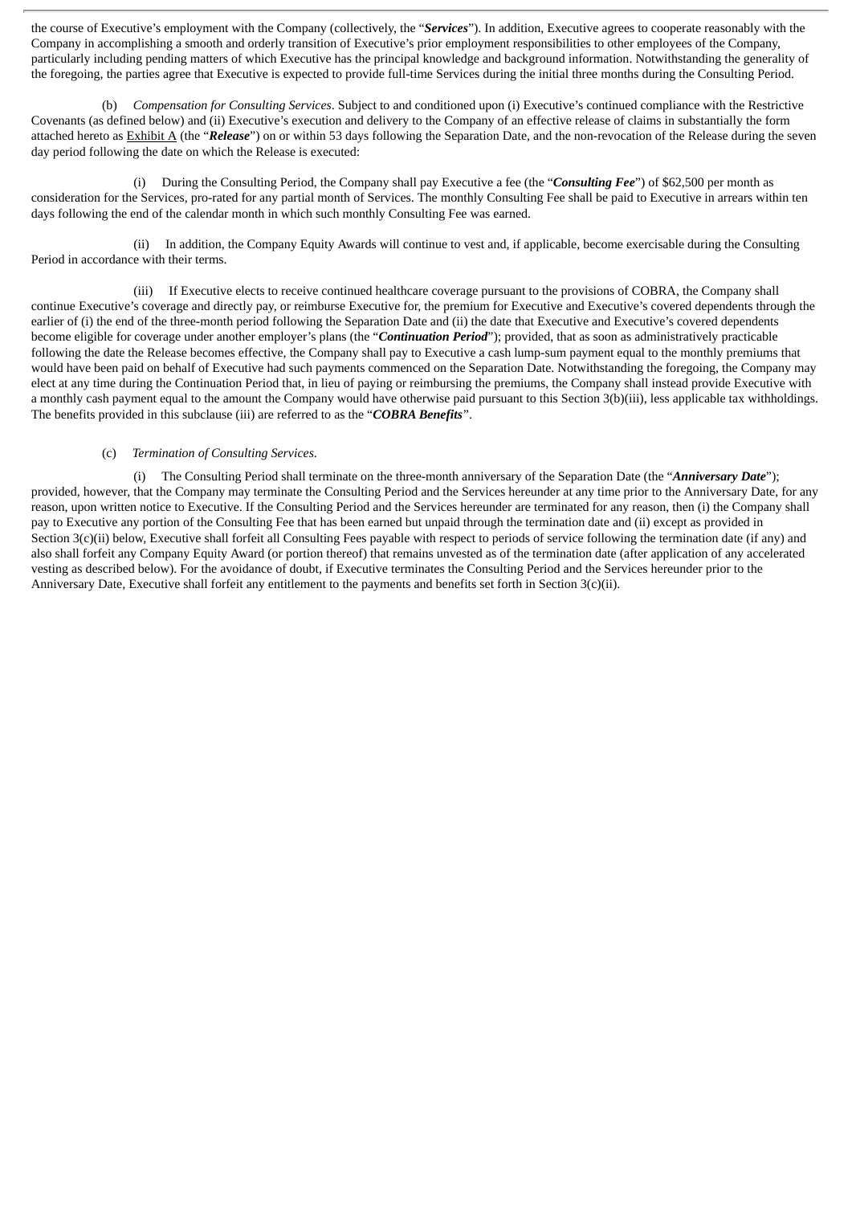the course of Executive's employment with the Company (collectively, the "***Services***"). In addition, Executive agrees to cooperate reasonably with the Company in accomplishing a smooth and orderly transition of Executive's prior employment responsibilities to other employees of the Company, particularly including pending matters of which Executive has the principal knowledge and background information. Notwithstanding the generality of the foregoing, the parties agree that Executive is expected to provide full-time Services during the initial three months during the Consulting Period.

(b) *Compensation for Consulting Services*. Subject to and conditioned upon (i) Executive's continued compliance with the Restrictive Covenants (as defined below) and (ii) Executive's execution and delivery to the Company of an effective release of claims in substantially the form attached hereto as Exhibit A (the "***Release***") on or within 53 days following the Separation Date, and the non-revocation of the Release during the seven day period following the date on which the Release is executed:

(i) During the Consulting Period, the Company shall pay Executive a fee (the "***Consulting Fee***") of $62,500 per month as consideration for the Services, pro-rated for any partial month of Services. The monthly Consulting Fee shall be paid to Executive in arrears within ten days following the end of the calendar month in which such monthly Consulting Fee was earned.

(ii) In addition, the Company Equity Awards will continue to vest and, if applicable, become exercisable during the Consulting Period in accordance with their terms.

(iii) If Executive elects to receive continued healthcare coverage pursuant to the provisions of COBRA, the Company shall continue Executive's coverage and directly pay, or reimburse Executive for, the premium for Executive and Executive's covered dependents through the earlier of (i) the end of the three-month period following the Separation Date and (ii) the date that Executive and Executive's covered dependents become eligible for coverage under another employer's plans (the "***Continuation Period***"); provided, that as soon as administratively practicable following the date the Release becomes effective, the Company shall pay to Executive a cash lump-sum payment equal to the monthly premiums that would have been paid on behalf of Executive had such payments commenced on the Separation Date. Notwithstanding the foregoing, the Company may elect at any time during the Continuation Period that, in lieu of paying or reimbursing the premiums, the Company shall instead provide Executive with a monthly cash payment equal to the amount the Company would have otherwise paid pursuant to this Section 3(b)(iii), less applicable tax withholdings. The benefits provided in this subclause (iii) are referred to as the "***COBRA Benefits***".

(c) *Termination of Consulting Services*.

(i) The Consulting Period shall terminate on the three-month anniversary of the Separation Date (the "***Anniversary Date***"); provided, however, that the Company may terminate the Consulting Period and the Services hereunder at any time prior to the Anniversary Date, for any reason, upon written notice to Executive. If the Consulting Period and the Services hereunder are terminated for any reason, then (i) the Company shall pay to Executive any portion of the Consulting Fee that has been earned but unpaid through the termination date and (ii) except as provided in Section 3(c)(ii) below, Executive shall forfeit all Consulting Fees payable with respect to periods of service following the termination date (if any) and also shall forfeit any Company Equity Award (or portion thereof) that remains unvested as of the termination date (after application of any accelerated vesting as described below). For the avoidance of doubt, if Executive terminates the Consulting Period and the Services hereunder prior to the Anniversary Date, Executive shall forfeit any entitlement to the payments and benefits set forth in Section 3(c)(ii).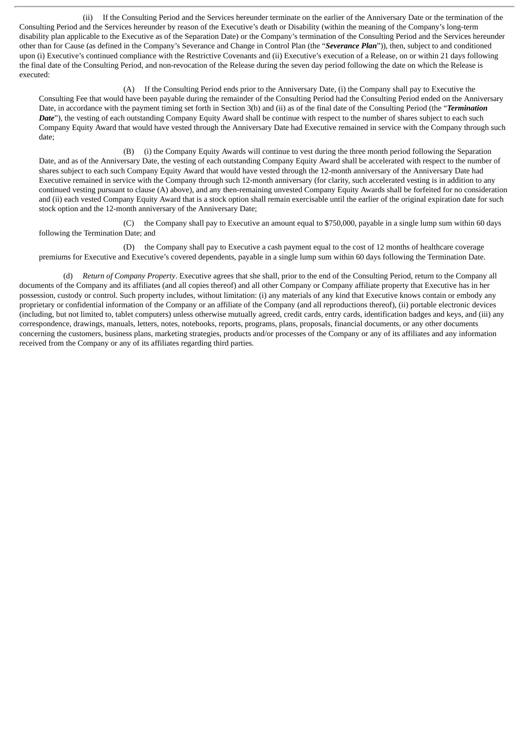(ii) If the Consulting Period and the Services hereunder terminate on the earlier of the Anniversary Date or the termination of the Consulting Period and the Services hereunder by reason of the Executive's death or Disability (within the meaning of the Company's long-term disability plan applicable to the Executive as of the Separation Date) or the Company's termination of the Consulting Period and the Services hereunder other than for Cause (as defined in the Company's Severance and Change in Control Plan (the "***Severance Plan***")), then, subject to and conditioned upon (i) Executive's continued compliance with the Restrictive Covenants and (ii) Executive's execution of a Release, on or within 21 days following the final date of the Consulting Period, and non-revocation of the Release during the seven day period following the date on which the Release is executed:

(A) If the Consulting Period ends prior to the Anniversary Date, (i) the Company shall pay to Executive the Consulting Fee that would have been payable during the remainder of the Consulting Period had the Consulting Period ended on the Anniversary Date, in accordance with the payment timing set forth in Section 3(b) and (ii) as of the final date of the Consulting Period (the "***Termination Date***"), the vesting of each outstanding Company Equity Award shall be continue with respect to the number of shares subject to each such Company Equity Award that would have vested through the Anniversary Date had Executive remained in service with the Company through such date;

(B) (i) the Company Equity Awards will continue to vest during the three month period following the Separation Date, and as of the Anniversary Date, the vesting of each outstanding Company Equity Award shall be accelerated with respect to the number of shares subject to each such Company Equity Award that would have vested through the 12-month anniversary of the Anniversary Date had Executive remained in service with the Company through such 12-month anniversary (for clarity, such accelerated vesting is in addition to any continued vesting pursuant to clause (A) above), and any then-remaining unvested Company Equity Awards shall be forfeited for no consideration and (ii) each vested Company Equity Award that is a stock option shall remain exercisable until the earlier of the original expiration date for such stock option and the 12-month anniversary of the Anniversary Date;

(C) the Company shall pay to Executive an amount equal to $750,000, payable in a single lump sum within 60 days following the Termination Date; and

(D) the Company shall pay to Executive a cash payment equal to the cost of 12 months of healthcare coverage premiums for Executive and Executive's covered dependents, payable in a single lump sum within 60 days following the Termination Date.

(d) *Return of Company Property*. Executive agrees that she shall, prior to the end of the Consulting Period, return to the Company all documents of the Company and its affiliates (and all copies thereof) and all other Company or Company affiliate property that Executive has in her possession, custody or control. Such property includes, without limitation: (i) any materials of any kind that Executive knows contain or embody any proprietary or confidential information of the Company or an affiliate of the Company (and all reproductions thereof), (ii) portable electronic devices (including, but not limited to, tablet computers) unless otherwise mutually agreed, credit cards, entry cards, identification badges and keys, and (iii) any correspondence, drawings, manuals, letters, notes, notebooks, reports, programs, plans, proposals, financial documents, or any other documents concerning the customers, business plans, marketing strategies, products and/or processes of the Company or any of its affiliates and any information received from the Company or any of its affiliates regarding third parties.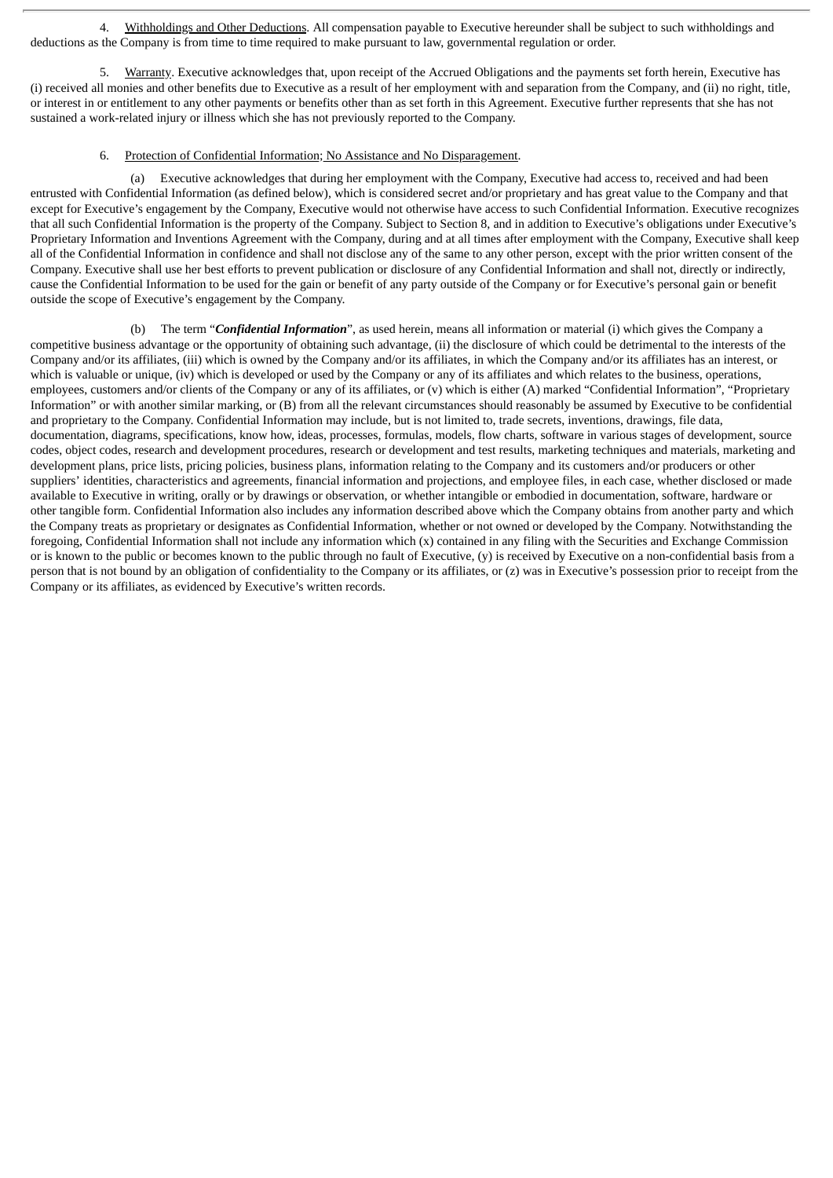4. Withholdings and Other Deductions. All compensation payable to Executive hereunder shall be subject to such withholdings and deductions as the Company is from time to time required to make pursuant to law, governmental regulation or order.

5. Warranty. Executive acknowledges that, upon receipt of the Accrued Obligations and the payments set forth herein, Executive has (i) received all monies and other benefits due to Executive as a result of her employment with and separation from the Company, and (ii) no right, title, or interest in or entitlement to any other payments or benefits other than as set forth in this Agreement. Executive further represents that she has not sustained a work-related injury or illness which she has not previously reported to the Company.

6. Protection of Confidential Information; No Assistance and No Disparagement.

(a) Executive acknowledges that during her employment with the Company, Executive had access to, received and had been entrusted with Confidential Information (as defined below), which is considered secret and/or proprietary and has great value to the Company and that except for Executive's engagement by the Company, Executive would not otherwise have access to such Confidential Information. Executive recognizes that all such Confidential Information is the property of the Company. Subject to Section 8, and in addition to Executive's obligations under Executive's Proprietary Information and Inventions Agreement with the Company, during and at all times after employment with the Company, Executive shall keep all of the Confidential Information in confidence and shall not disclose any of the same to any other person, except with the prior written consent of the Company. Executive shall use her best efforts to prevent publication or disclosure of any Confidential Information and shall not, directly or indirectly, cause the Confidential Information to be used for the gain or benefit of any party outside of the Company or for Executive's personal gain or benefit outside the scope of Executive's engagement by the Company.

(b) The term "***Confidential Information***", as used herein, means all information or material (i) which gives the Company a competitive business advantage or the opportunity of obtaining such advantage, (ii) the disclosure of which could be detrimental to the interests of the Company and/or its affiliates, (iii) which is owned by the Company and/or its affiliates, in which the Company and/or its affiliates has an interest, or which is valuable or unique, (iv) which is developed or used by the Company or any of its affiliates and which relates to the business, operations, employees, customers and/or clients of the Company or any of its affiliates, or (v) which is either (A) marked "Confidential Information", "Proprietary Information" or with another similar marking, or (B) from all the relevant circumstances should reasonably be assumed by Executive to be confidential and proprietary to the Company. Confidential Information may include, but is not limited to, trade secrets, inventions, drawings, file data, documentation, diagrams, specifications, know how, ideas, processes, formulas, models, flow charts, software in various stages of development, source codes, object codes, research and development procedures, research or development and test results, marketing techniques and materials, marketing and development plans, price lists, pricing policies, business plans, information relating to the Company and its customers and/or producers or other suppliers' identities, characteristics and agreements, financial information and projections, and employee files, in each case, whether disclosed or made available to Executive in writing, orally or by drawings or observation, or whether intangible or embodied in documentation, software, hardware or other tangible form. Confidential Information also includes any information described above which the Company obtains from another party and which the Company treats as proprietary or designates as Confidential Information, whether or not owned or developed by the Company. Notwithstanding the foregoing, Confidential Information shall not include any information which (x) contained in any filing with the Securities and Exchange Commission or is known to the public or becomes known to the public through no fault of Executive, (y) is received by Executive on a non-confidential basis from a person that is not bound by an obligation of confidentiality to the Company or its affiliates, or (z) was in Executive's possession prior to receipt from the Company or its affiliates, as evidenced by Executive's written records.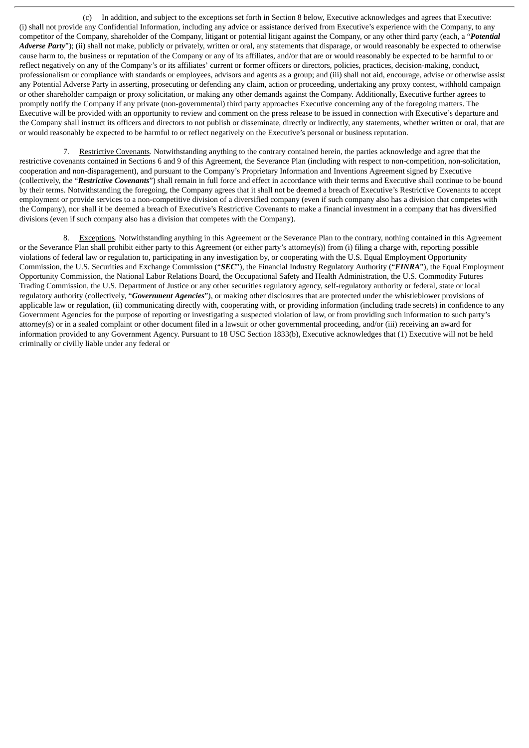(c) In addition, and subject to the exceptions set forth in Section 8 below, Executive acknowledges and agrees that Executive: (i) shall not provide any Confidential Information, including any advice or assistance derived from Executive's experience with the Company, to any competitor of the Company, shareholder of the Company, litigant or potential litigant against the Company, or any other third party (each, a "***Potential Adverse Party***"); (ii) shall not make, publicly or privately, written or oral, any statements that disparage, or would reasonably be expected to otherwise cause harm to, the business or reputation of the Company or any of its affiliates, and/or that are or would reasonably be expected to be harmful to or reflect negatively on any of the Company's or its affiliates' current or former officers or directors, policies, practices, decision-making, conduct, professionalism or compliance with standards or employees, advisors and agents as a group; and (iii) shall not aid, encourage, advise or otherwise assist any Potential Adverse Party in asserting, prosecuting or defending any claim, action or proceeding, undertaking any proxy contest, withhold campaign or other shareholder campaign or proxy solicitation, or making any other demands against the Company. Additionally, Executive further agrees to promptly notify the Company if any private (non-governmental) third party approaches Executive concerning any of the foregoing matters. The Executive will be provided with an opportunity to review and comment on the press release to be issued in connection with Executive's departure and the Company shall instruct its officers and directors to not publish or disseminate, directly or indirectly, any statements, whether written or oral, that are or would reasonably be expected to be harmful to or reflect negatively on the Executive's personal or business reputation.

7. Restrictive Covenants. Notwithstanding anything to the contrary contained herein, the parties acknowledge and agree that the restrictive covenants contained in Sections 6 and 9 of this Agreement, the Severance Plan (including with respect to non-competition, non-solicitation, cooperation and non-disparagement), and pursuant to the Company's Proprietary Information and Inventions Agreement signed by Executive (collectively, the "***Restrictive Covenants***") shall remain in full force and effect in accordance with their terms and Executive shall continue to be bound by their terms. Notwithstanding the foregoing, the Company agrees that it shall not be deemed a breach of Executive's Restrictive Covenants to accept employment or provide services to a non-competitive division of a diversified company (even if such company also has a division that competes with the Company), nor shall it be deemed a breach of Executive's Restrictive Covenants to make a financial investment in a company that has diversified divisions (even if such company also has a division that competes with the Company).

8. Exceptions. Notwithstanding anything in this Agreement or the Severance Plan to the contrary, nothing contained in this Agreement or the Severance Plan shall prohibit either party to this Agreement (or either party's attorney(s)) from (i) filing a charge with, reporting possible violations of federal law or regulation to, participating in any investigation by, or cooperating with the U.S. Equal Employment Opportunity Commission, the U.S. Securities and Exchange Commission ("***SEC***"), the Financial Industry Regulatory Authority ("***FINRA***"), the Equal Employment Opportunity Commission, the National Labor Relations Board, the Occupational Safety and Health Administration, the U.S. Commodity Futures Trading Commission, the U.S. Department of Justice or any other securities regulatory agency, self-regulatory authority or federal, state or local regulatory authority (collectively, "***Government Agencies***"), or making other disclosures that are protected under the whistleblower provisions of applicable law or regulation, (ii) communicating directly with, cooperating with, or providing information (including trade secrets) in confidence to any Government Agencies for the purpose of reporting or investigating a suspected violation of law, or from providing such information to such party's attorney(s) or in a sealed complaint or other document filed in a lawsuit or other governmental proceeding, and/or (iii) receiving an award for information provided to any Government Agency. Pursuant to 18 USC Section 1833(b), Executive acknowledges that (1) Executive will not be held criminally or civilly liable under any federal or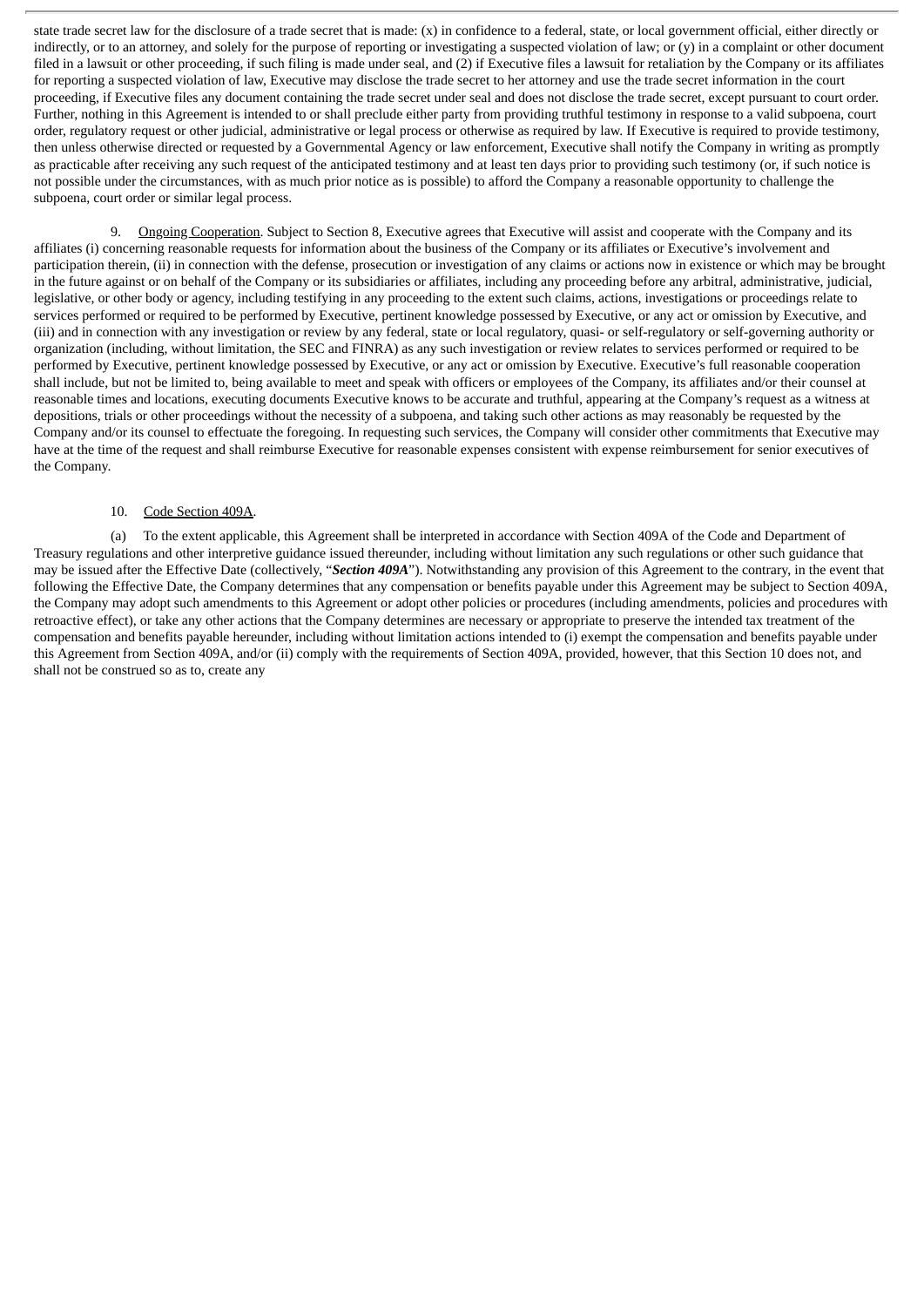state trade secret law for the disclosure of a trade secret that is made: (x) in confidence to a federal, state, or local government official, either directly or indirectly, or to an attorney, and solely for the purpose of reporting or investigating a suspected violation of law; or (y) in a complaint or other document filed in a lawsuit or other proceeding, if such filing is made under seal, and (2) if Executive files a lawsuit for retaliation by the Company or its affiliates for reporting a suspected violation of law, Executive may disclose the trade secret to her attorney and use the trade secret information in the court proceeding, if Executive files any document containing the trade secret under seal and does not disclose the trade secret, except pursuant to court order. Further, nothing in this Agreement is intended to or shall preclude either party from providing truthful testimony in response to a valid subpoena, court order, regulatory request or other judicial, administrative or legal process or otherwise as required by law. If Executive is required to provide testimony, then unless otherwise directed or requested by a Governmental Agency or law enforcement, Executive shall notify the Company in writing as promptly as practicable after receiving any such request of the anticipated testimony and at least ten days prior to providing such testimony (or, if such notice is not possible under the circumstances, with as much prior notice as is possible) to afford the Company a reasonable opportunity to challenge the subpoena, court order or similar legal process.

9. Ongoing Cooperation. Subject to Section 8, Executive agrees that Executive will assist and cooperate with the Company and its affiliates (i) concerning reasonable requests for information about the business of the Company or its affiliates or Executive's involvement and participation therein, (ii) in connection with the defense, prosecution or investigation of any claims or actions now in existence or which may be brought in the future against or on behalf of the Company or its subsidiaries or affiliates, including any proceeding before any arbitral, administrative, judicial, legislative, or other body or agency, including testifying in any proceeding to the extent such claims, actions, investigations or proceedings relate to services performed or required to be performed by Executive, pertinent knowledge possessed by Executive, or any act or omission by Executive, and (iii) and in connection with any investigation or review by any federal, state or local regulatory, quasi- or self-regulatory or self-governing authority or organization (including, without limitation, the SEC and FINRA) as any such investigation or review relates to services performed or required to be performed by Executive, pertinent knowledge possessed by Executive, or any act or omission by Executive. Executive's full reasonable cooperation shall include, but not be limited to, being available to meet and speak with officers or employees of the Company, its affiliates and/or their counsel at reasonable times and locations, executing documents Executive knows to be accurate and truthful, appearing at the Company's request as a witness at depositions, trials or other proceedings without the necessity of a subpoena, and taking such other actions as may reasonably be requested by the Company and/or its counsel to effectuate the foregoing. In requesting such services, the Company will consider other commitments that Executive may have at the time of the request and shall reimburse Executive for reasonable expenses consistent with expense reimbursement for senior executives of the Company.

10. Code Section 409A.

(a) To the extent applicable, this Agreement shall be interpreted in accordance with Section 409A of the Code and Department of Treasury regulations and other interpretive guidance issued thereunder, including without limitation any such regulations or other such guidance that may be issued after the Effective Date (collectively, "***Section 409A***"). Notwithstanding any provision of this Agreement to the contrary, in the event that following the Effective Date, the Company determines that any compensation or benefits payable under this Agreement may be subject to Section 409A, the Company may adopt such amendments to this Agreement or adopt other policies or procedures (including amendments, policies and procedures with retroactive effect), or take any other actions that the Company determines are necessary or appropriate to preserve the intended tax treatment of the compensation and benefits payable hereunder, including without limitation actions intended to (i) exempt the compensation and benefits payable under this Agreement from Section 409A, and/or (ii) comply with the requirements of Section 409A, provided, however, that this Section 10 does not, and shall not be construed so as to, create any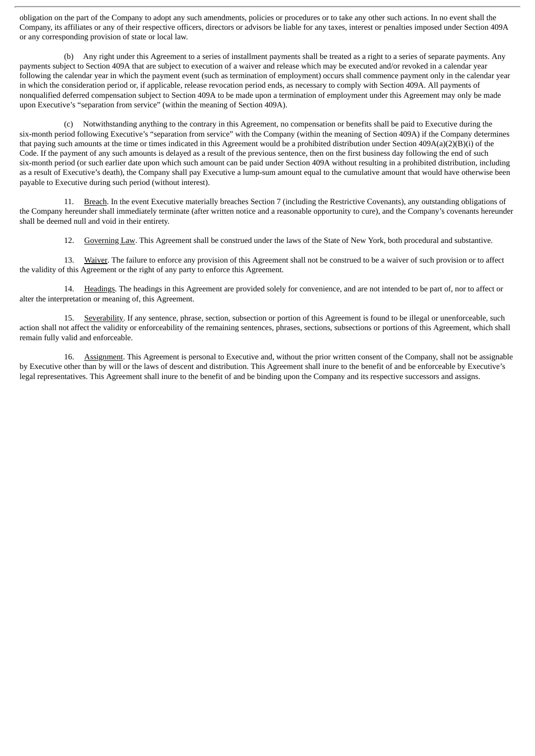obligation on the part of the Company to adopt any such amendments, policies or procedures or to take any other such actions. In no event shall the Company, its affiliates or any of their respective officers, directors or advisors be liable for any taxes, interest or penalties imposed under Section 409A or any corresponding provision of state or local law.

(b) Any right under this Agreement to a series of installment payments shall be treated as a right to a series of separate payments. Any payments subject to Section 409A that are subject to execution of a waiver and release which may be executed and/or revoked in a calendar year following the calendar year in which the payment event (such as termination of employment) occurs shall commence payment only in the calendar year in which the consideration period or, if applicable, release revocation period ends, as necessary to comply with Section 409A. All payments of nonqualified deferred compensation subject to Section 409A to be made upon a termination of employment under this Agreement may only be made upon Executive's "separation from service" (within the meaning of Section 409A).

(c) Notwithstanding anything to the contrary in this Agreement, no compensation or benefits shall be paid to Executive during the six-month period following Executive's "separation from service" with the Company (within the meaning of Section 409A) if the Company determines that paying such amounts at the time or times indicated in this Agreement would be a prohibited distribution under Section 409A(a)(2)(B)(i) of the Code. If the payment of any such amounts is delayed as a result of the previous sentence, then on the first business day following the end of such six-month period (or such earlier date upon which such amount can be paid under Section 409A without resulting in a prohibited distribution, including as a result of Executive's death), the Company shall pay Executive a lump-sum amount equal to the cumulative amount that would have otherwise been payable to Executive during such period (without interest).

11. Breach. In the event Executive materially breaches Section 7 (including the Restrictive Covenants), any outstanding obligations of the Company hereunder shall immediately terminate (after written notice and a reasonable opportunity to cure), and the Company's covenants hereunder shall be deemed null and void in their entirety.

12. Governing Law. This Agreement shall be construed under the laws of the State of New York, both procedural and substantive.

13. Waiver. The failure to enforce any provision of this Agreement shall not be construed to be a waiver of such provision or to affect the validity of this Agreement or the right of any party to enforce this Agreement.

14. Headings. The headings in this Agreement are provided solely for convenience, and are not intended to be part of, nor to affect or alter the interpretation or meaning of, this Agreement.

15. Severability. If any sentence, phrase, section, subsection or portion of this Agreement is found to be illegal or unenforceable, such action shall not affect the validity or enforceability of the remaining sentences, phrases, sections, subsections or portions of this Agreement, which shall remain fully valid and enforceable.

16. Assignment. This Agreement is personal to Executive and, without the prior written consent of the Company, shall not be assignable by Executive other than by will or the laws of descent and distribution. This Agreement shall inure to the benefit of and be enforceable by Executive's legal representatives. This Agreement shall inure to the benefit of and be binding upon the Company and its respective successors and assigns.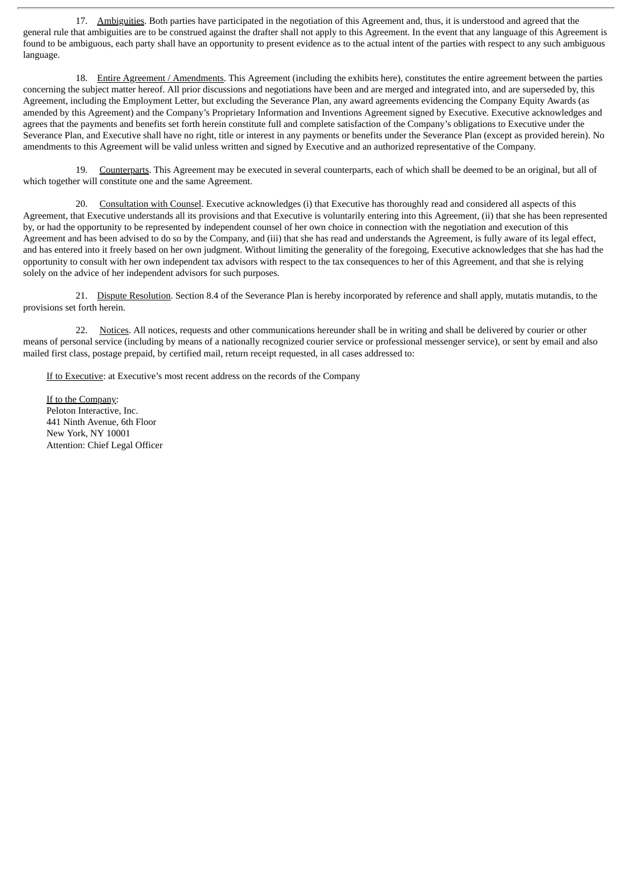17. Ambiguities. Both parties have participated in the negotiation of this Agreement and, thus, it is understood and agreed that the general rule that ambiguities are to be construed against the drafter shall not apply to this Agreement. In the event that any language of this Agreement is found to be ambiguous, each party shall have an opportunity to present evidence as to the actual intent of the parties with respect to any such ambiguous language.

18. Entire Agreement / Amendments. This Agreement (including the exhibits here), constitutes the entire agreement between the parties concerning the subject matter hereof. All prior discussions and negotiations have been and are merged and integrated into, and are superseded by, this Agreement, including the Employment Letter, but excluding the Severance Plan, any award agreements evidencing the Company Equity Awards (as amended by this Agreement) and the Company's Proprietary Information and Inventions Agreement signed by Executive. Executive acknowledges and agrees that the payments and benefits set forth herein constitute full and complete satisfaction of the Company's obligations to Executive under the Severance Plan, and Executive shall have no right, title or interest in any payments or benefits under the Severance Plan (except as provided herein). No amendments to this Agreement will be valid unless written and signed by Executive and an authorized representative of the Company.

19. Counterparts. This Agreement may be executed in several counterparts, each of which shall be deemed to be an original, but all of which together will constitute one and the same Agreement.

20. Consultation with Counsel. Executive acknowledges (i) that Executive has thoroughly read and considered all aspects of this Agreement, that Executive understands all its provisions and that Executive is voluntarily entering into this Agreement, (ii) that she has been represented by, or had the opportunity to be represented by independent counsel of her own choice in connection with the negotiation and execution of this Agreement and has been advised to do so by the Company, and (iii) that she has read and understands the Agreement, is fully aware of its legal effect, and has entered into it freely based on her own judgment. Without limiting the generality of the foregoing, Executive acknowledges that she has had the opportunity to consult with her own independent tax advisors with respect to the tax consequences to her of this Agreement, and that she is relying solely on the advice of her independent advisors for such purposes.

21. Dispute Resolution. Section 8.4 of the Severance Plan is hereby incorporated by reference and shall apply, mutatis mutandis, to the provisions set forth herein.

22. Notices. All notices, requests and other communications hereunder shall be in writing and shall be delivered by courier or other means of personal service (including by means of a nationally recognized courier service or professional messenger service), or sent by email and also mailed first class, postage prepaid, by certified mail, return receipt requested, in all cases addressed to:

If to Executive: at Executive's most recent address on the records of the Company

If to the Company:
Peloton Interactive, Inc.
441 Ninth Avenue, 6th Floor
New York, NY 10001
Attention: Chief Legal Officer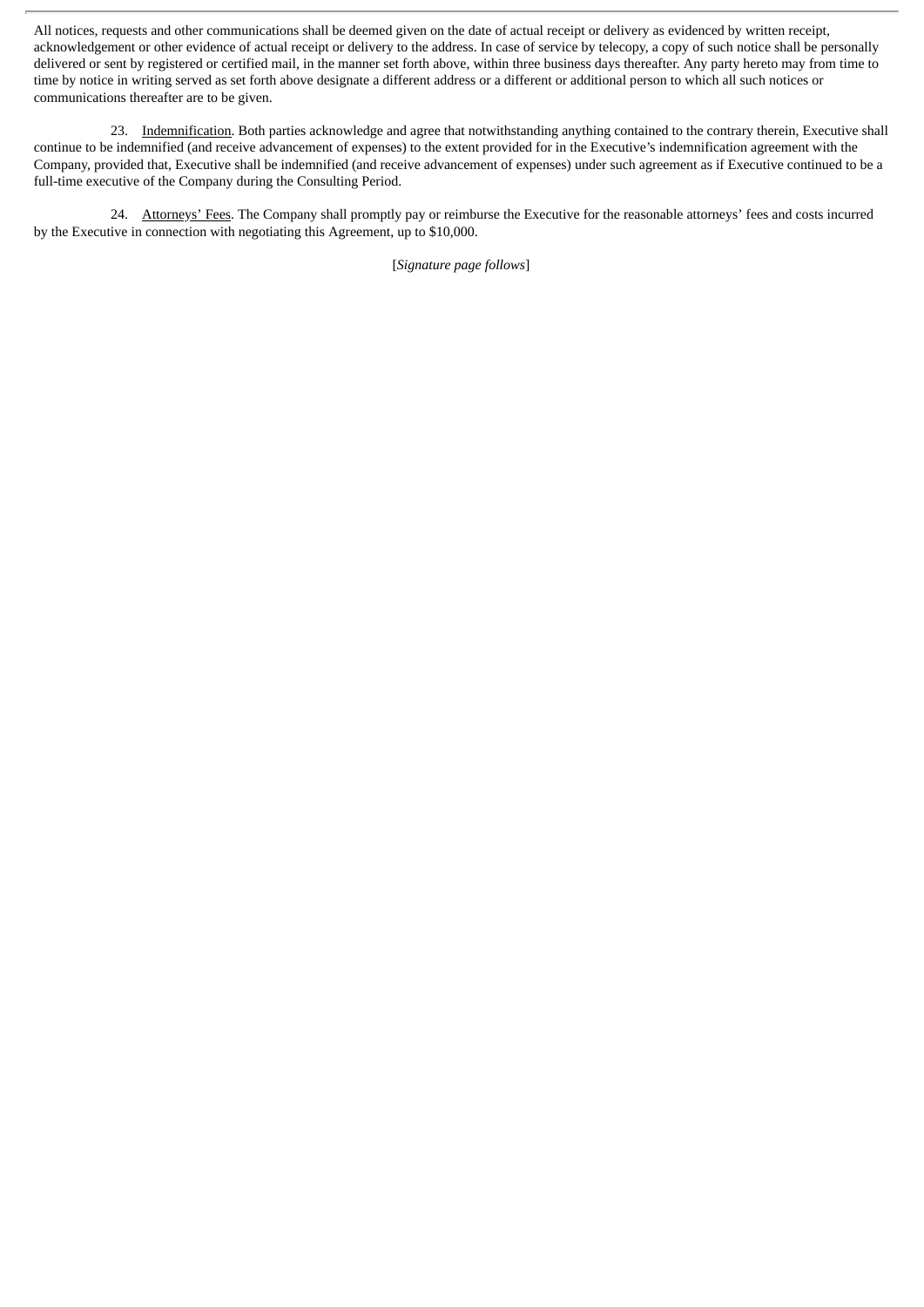All notices, requests and other communications shall be deemed given on the date of actual receipt or delivery as evidenced by written receipt, acknowledgement or other evidence of actual receipt or delivery to the address. In case of service by telecopy, a copy of such notice shall be personally delivered or sent by registered or certified mail, in the manner set forth above, within three business days thereafter. Any party hereto may from time to time by notice in writing served as set forth above designate a different address or a different or additional person to which all such notices or communications thereafter are to be given.

23. Indemnification. Both parties acknowledge and agree that notwithstanding anything contained to the contrary therein, Executive shall continue to be indemnified (and receive advancement of expenses) to the extent provided for in the Executive's indemnification agreement with the Company, provided that, Executive shall be indemnified (and receive advancement of expenses) under such agreement as if Executive continued to be a full-time executive of the Company during the Consulting Period.

24. Attorneys' Fees. The Company shall promptly pay or reimburse the Executive for the reasonable attorneys' fees and costs incurred by the Executive in connection with negotiating this Agreement, up to $10,000.

[*Signature page follows*]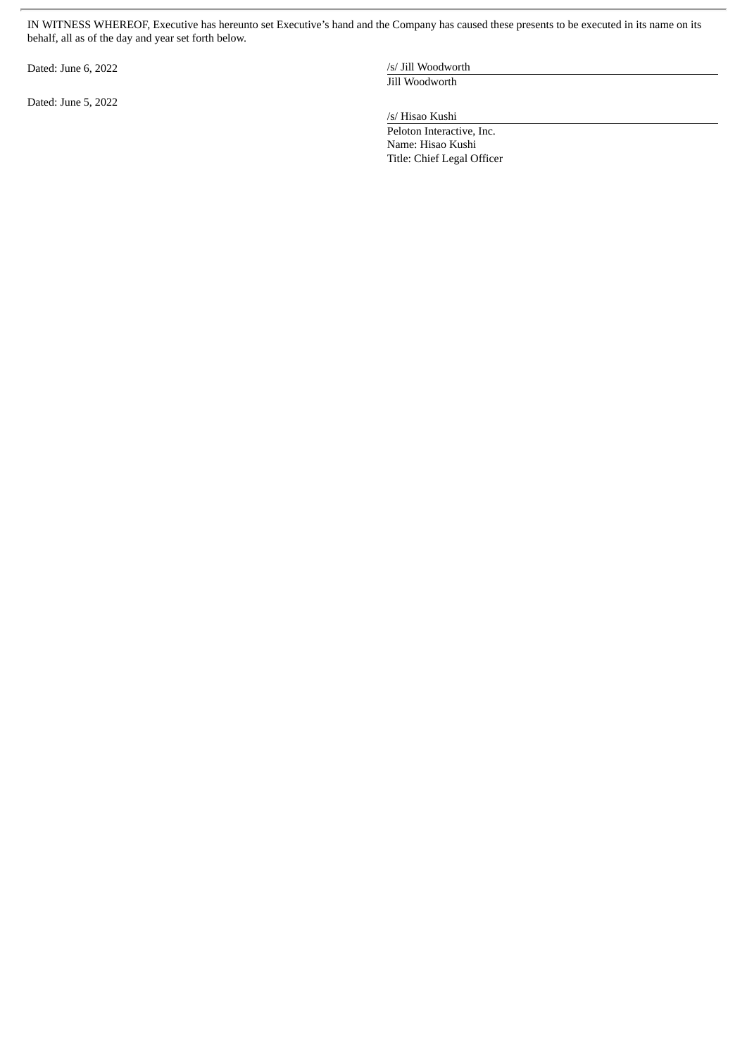IN WITNESS WHEREOF, Executive has hereunto set Executive's hand and the Company has caused these presents to be executed in its name on its behalf, all as of the day and year set forth below.

Dated: June 6, 2022

/s/ Jill Woodworth
Jill Woodworth

Dated: June 5, 2022

/s/ Hisao Kushi
Peloton Interactive, Inc.
Name: Hisao Kushi
Title: Chief Legal Officer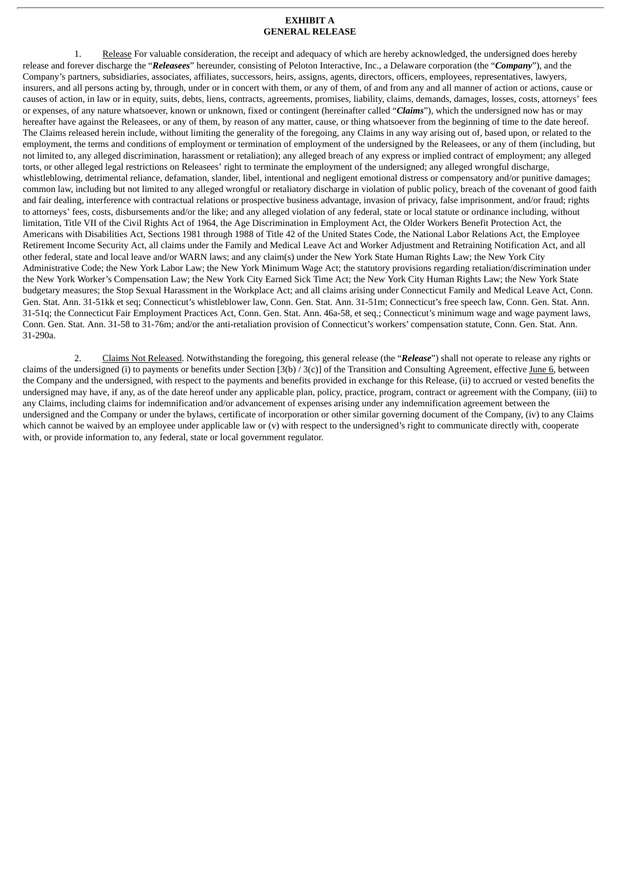# EXHIBIT A
# GENERAL RELEASE

1. Release For valuable consideration, the receipt and adequacy of which are hereby acknowledged, the undersigned does hereby release and forever discharge the "***Releasees***" hereunder, consisting of Peloton Interactive, Inc., a Delaware corporation (the "***Company***"), and the Company's partners, subsidiaries, associates, affiliates, successors, heirs, assigns, agents, directors, officers, employees, representatives, lawyers, insurers, and all persons acting by, through, under or in concert with them, or any of them, of and from any and all manner of action or actions, cause or causes of action, in law or in equity, suits, debts, liens, contracts, agreements, promises, liability, claims, demands, damages, losses, costs, attorneys' fees or expenses, of any nature whatsoever, known or unknown, fixed or contingent (hereinafter called "***Claims***"), which the undersigned now has or may hereafter have against the Releasees, or any of them, by reason of any matter, cause, or thing whatsoever from the beginning of time to the date hereof. The Claims released herein include, without limiting the generality of the foregoing, any Claims in any way arising out of, based upon, or related to the employment, the terms and conditions of employment or termination of employment of the undersigned by the Releasees, or any of them (including, but not limited to, any alleged discrimination, harassment or retaliation); any alleged breach of any express or implied contract of employment; any alleged torts, or other alleged legal restrictions on Releasees' right to terminate the employment of the undersigned; any alleged wrongful discharge, whistleblowing, detrimental reliance, defamation, slander, libel, intentional and negligent emotional distress or compensatory and/or punitive damages; common law, including but not limited to any alleged wrongful or retaliatory discharge in violation of public policy, breach of the covenant of good faith and fair dealing, interference with contractual relations or prospective business advantage, invasion of privacy, false imprisonment, and/or fraud; rights to attorneys' fees, costs, disbursements and/or the like; and any alleged violation of any federal, state or local statute or ordinance including, without limitation, Title VII of the Civil Rights Act of 1964, the Age Discrimination in Employment Act, the Older Workers Benefit Protection Act, the Americans with Disabilities Act, Sections 1981 through 1988 of Title 42 of the United States Code, the National Labor Relations Act, the Employee Retirement Income Security Act, all claims under the Family and Medical Leave Act and Worker Adjustment and Retraining Notification Act, and all other federal, state and local leave and/or WARN laws; and any claim(s) under the New York State Human Rights Law; the New York City Administrative Code; the New York Labor Law; the New York Minimum Wage Act; the statutory provisions regarding retaliation/discrimination under the New York Worker's Compensation Law; the New York City Earned Sick Time Act; the New York City Human Rights Law; the New York State budgetary measures; the Stop Sexual Harassment in the Workplace Act; and all claims arising under Connecticut Family and Medical Leave Act, Conn. Gen. Stat. Ann. 31-51kk et seq; Connecticut's whistleblower law, Conn. Gen. Stat. Ann. 31-51m; Connecticut's free speech law, Conn. Gen. Stat. Ann. 31-51q; the Connecticut Fair Employment Practices Act, Conn. Gen. Stat. Ann. 46a-58, et seq.; Connecticut's minimum wage and wage payment laws, Conn. Gen. Stat. Ann. 31-58 to 31-76m; and/or the anti-retaliation provision of Connecticut's workers' compensation statute, Conn. Gen. Stat. Ann. 31-290a.

2. Claims Not Released. Notwithstanding the foregoing, this general release (the "***Release***") shall not operate to release any rights or claims of the undersigned (i) to payments or benefits under Section [3(b) / 3(c)] of the Transition and Consulting Agreement, effective June 6, between the Company and the undersigned, with respect to the payments and benefits provided in exchange for this Release, (ii) to accrued or vested benefits the undersigned may have, if any, as of the date hereof under any applicable plan, policy, practice, program, contract or agreement with the Company, (iii) to any Claims, including claims for indemnification and/or advancement of expenses arising under any indemnification agreement between the undersigned and the Company or under the bylaws, certificate of incorporation or other similar governing document of the Company, (iv) to any Claims which cannot be waived by an employee under applicable law or (v) with respect to the undersigned's right to communicate directly with, cooperate with, or provide information to, any federal, state or local government regulator.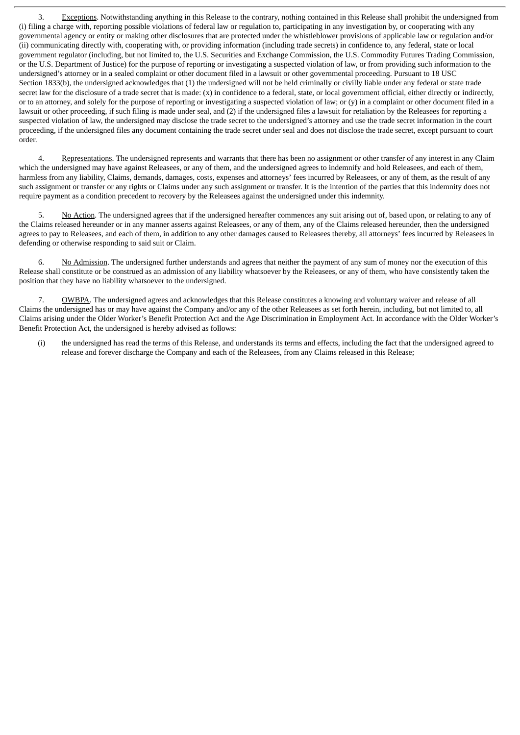3. Exceptions. Notwithstanding anything in this Release to the contrary, nothing contained in this Release shall prohibit the undersigned from (i) filing a charge with, reporting possible violations of federal law or regulation to, participating in any investigation by, or cooperating with any governmental agency or entity or making other disclosures that are protected under the whistleblower provisions of applicable law or regulation and/or (ii) communicating directly with, cooperating with, or providing information (including trade secrets) in confidence to, any federal, state or local government regulator (including, but not limited to, the U.S. Securities and Exchange Commission, the U.S. Commodity Futures Trading Commission, or the U.S. Department of Justice) for the purpose of reporting or investigating a suspected violation of law, or from providing such information to the undersigned's attorney or in a sealed complaint or other document filed in a lawsuit or other governmental proceeding. Pursuant to 18 USC Section 1833(b), the undersigned acknowledges that (1) the undersigned will not be held criminally or civilly liable under any federal or state trade secret law for the disclosure of a trade secret that is made: (x) in confidence to a federal, state, or local government official, either directly or indirectly, or to an attorney, and solely for the purpose of reporting or investigating a suspected violation of law; or (y) in a complaint or other document filed in a lawsuit or other proceeding, if such filing is made under seal, and (2) if the undersigned files a lawsuit for retaliation by the Releasees for reporting a suspected violation of law, the undersigned may disclose the trade secret to the undersigned's attorney and use the trade secret information in the court proceeding, if the undersigned files any document containing the trade secret under seal and does not disclose the trade secret, except pursuant to court order.

4. Representations. The undersigned represents and warrants that there has been no assignment or other transfer of any interest in any Claim which the undersigned may have against Releasees, or any of them, and the undersigned agrees to indemnify and hold Releasees, and each of them, harmless from any liability, Claims, demands, damages, costs, expenses and attorneys' fees incurred by Releasees, or any of them, as the result of any such assignment or transfer or any rights or Claims under any such assignment or transfer. It is the intention of the parties that this indemnity does not require payment as a condition precedent to recovery by the Releasees against the undersigned under this indemnity.

5. No Action. The undersigned agrees that if the undersigned hereafter commences any suit arising out of, based upon, or relating to any of the Claims released hereunder or in any manner asserts against Releasees, or any of them, any of the Claims released hereunder, then the undersigned agrees to pay to Releasees, and each of them, in addition to any other damages caused to Releasees thereby, all attorneys' fees incurred by Releasees in defending or otherwise responding to said suit or Claim.

6. No Admission. The undersigned further understands and agrees that neither the payment of any sum of money nor the execution of this Release shall constitute or be construed as an admission of any liability whatsoever by the Releasees, or any of them, who have consistently taken the position that they have no liability whatsoever to the undersigned.

7. OWBPA. The undersigned agrees and acknowledges that this Release constitutes a knowing and voluntary waiver and release of all Claims the undersigned has or may have against the Company and/or any of the other Releasees as set forth herein, including, but not limited to, all Claims arising under the Older Worker's Benefit Protection Act and the Age Discrimination in Employment Act. In accordance with the Older Worker's Benefit Protection Act, the undersigned is hereby advised as follows:

(i) the undersigned has read the terms of this Release, and understands its terms and effects, including the fact that the undersigned agreed to release and forever discharge the Company and each of the Releasees, from any Claims released in this Release;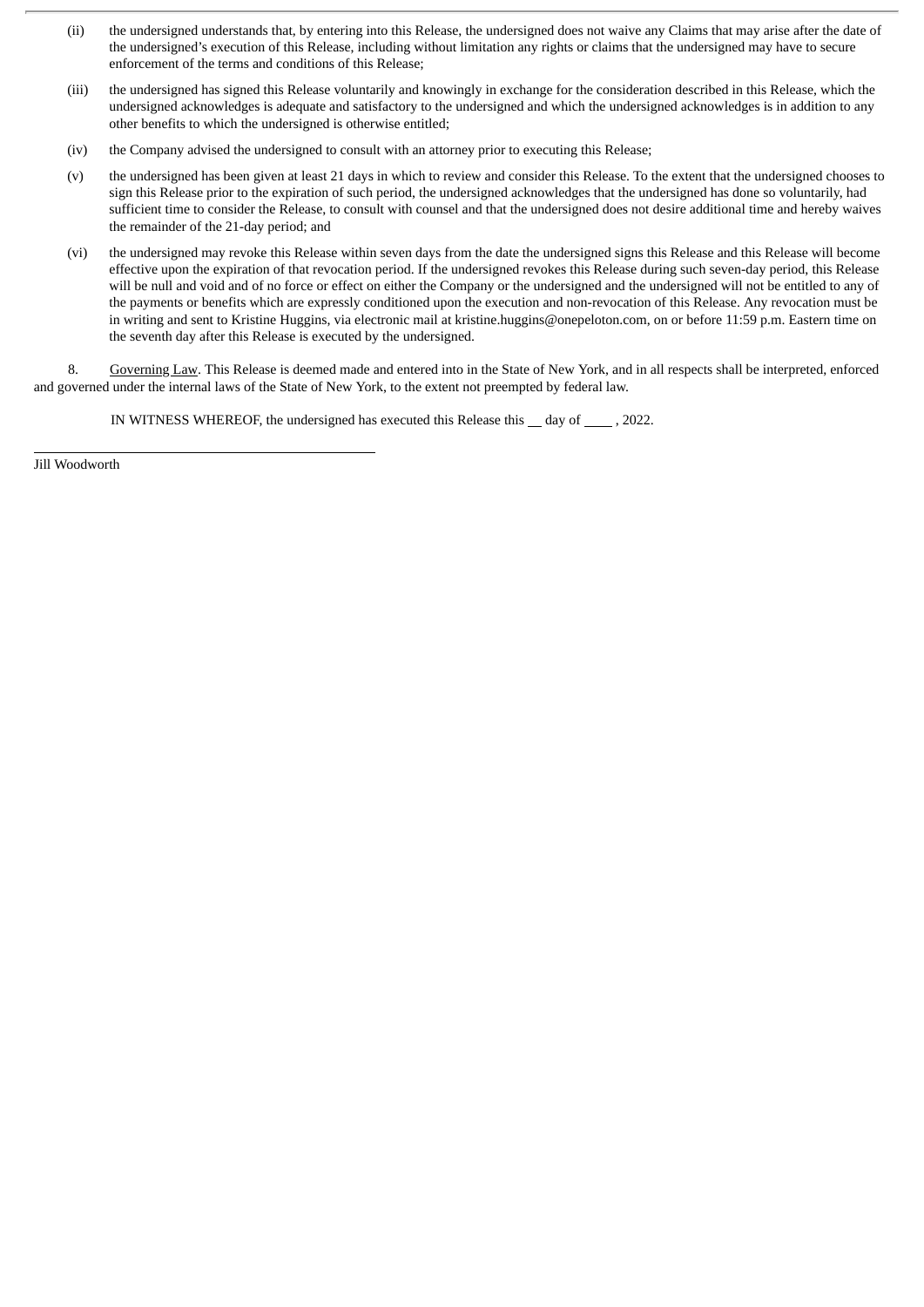(ii) the undersigned understands that, by entering into this Release, the undersigned does not waive any Claims that may arise after the date of the undersigned's execution of this Release, including without limitation any rights or claims that the undersigned may have to secure enforcement of the terms and conditions of this Release;

(iii) the undersigned has signed this Release voluntarily and knowingly in exchange for the consideration described in this Release, which the undersigned acknowledges is adequate and satisfactory to the undersigned and which the undersigned acknowledges is in addition to any other benefits to which the undersigned is otherwise entitled;

(iv) the Company advised the undersigned to consult with an attorney prior to executing this Release;

(v) the undersigned has been given at least 21 days in which to review and consider this Release. To the extent that the undersigned chooses to sign this Release prior to the expiration of such period, the undersigned acknowledges that the undersigned has done so voluntarily, had sufficient time to consider the Release, to consult with counsel and that the undersigned does not desire additional time and hereby waives the remainder of the 21-day period; and

(vi) the undersigned may revoke this Release within seven days from the date the undersigned signs this Release and this Release will become effective upon the expiration of that revocation period. If the undersigned revokes this Release during such seven-day period, this Release will be null and void and of no force or effect on either the Company or the undersigned and the undersigned will not be entitled to any of the payments or benefits which are expressly conditioned upon the execution and non-revocation of this Release. Any revocation must be in writing and sent to Kristine Huggins, via electronic mail at kristine.huggins@onepeloton.com, on or before 11:59 p.m. Eastern time on the seventh day after this Release is executed by the undersigned.

8. Governing Law. This Release is deemed made and entered into in the State of New York, and in all respects shall be interpreted, enforced and governed under the internal laws of the State of New York, to the extent not preempted by federal law.

IN WITNESS WHEREOF, the undersigned has executed this Release this __ day of ____ , 2022.

______________________________

Jill Woodworth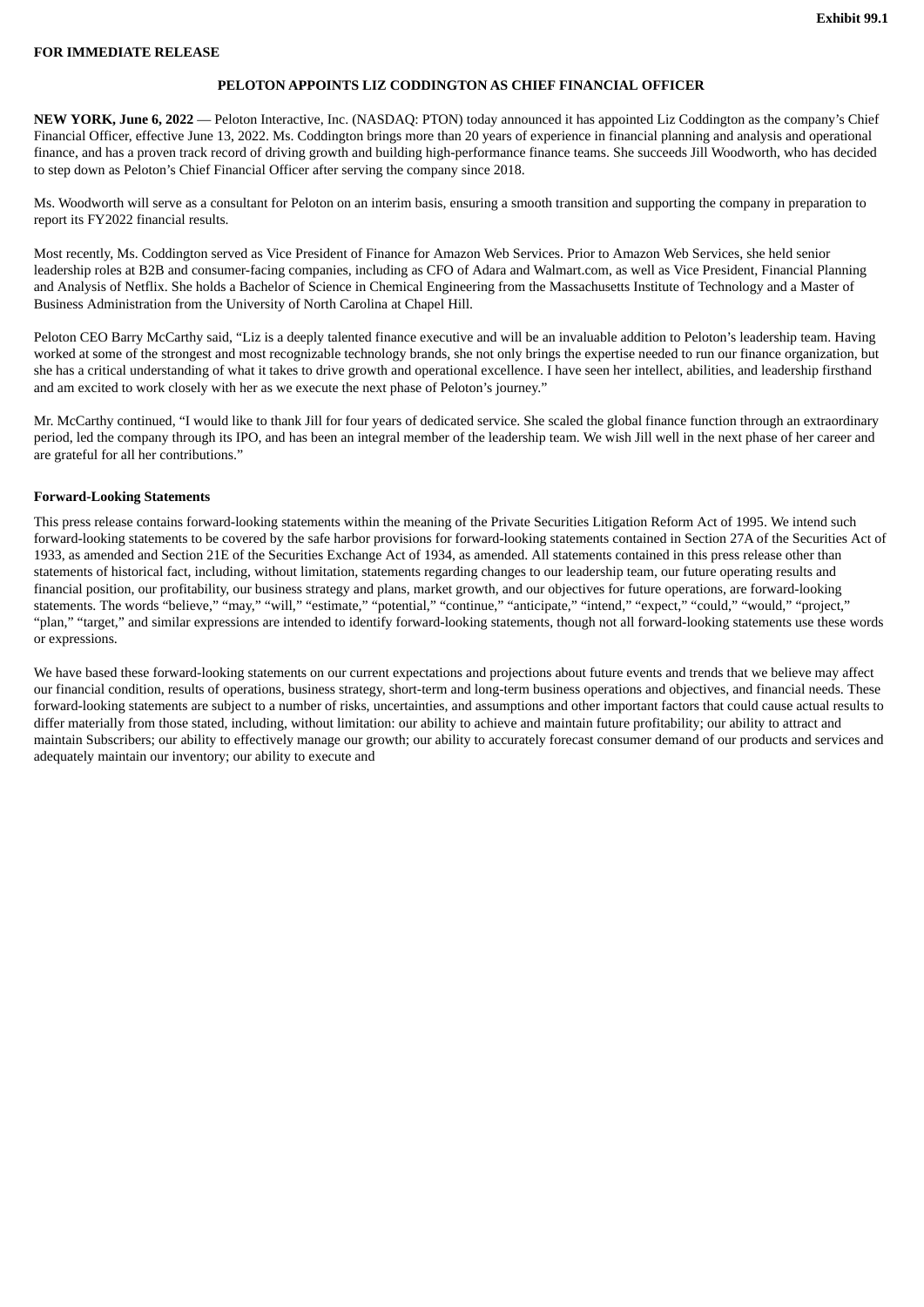Exhibit 99.1

**FOR IMMEDIATE RELEASE**

**PELOTON APPOINTS LIZ CODDINGTON AS CHIEF FINANCIAL OFFICER**

**NEW YORK, June 6, 2022** — Peloton Interactive, Inc. (NASDAQ: PTON) today announced it has appointed Liz Coddington as the company's Chief Financial Officer, effective June 13, 2022. Ms. Coddington brings more than 20 years of experience in financial planning and analysis and operational finance, and has a proven track record of driving growth and building high-performance finance teams. She succeeds Jill Woodworth, who has decided to step down as Peloton's Chief Financial Officer after serving the company since 2018.

Ms. Woodworth will serve as a consultant for Peloton on an interim basis, ensuring a smooth transition and supporting the company in preparation to report its FY2022 financial results.

Most recently, Ms. Coddington served as Vice President of Finance for Amazon Web Services. Prior to Amazon Web Services, she held senior leadership roles at B2B and consumer-facing companies, including as CFO of Adara and Walmart.com, as well as Vice President, Financial Planning and Analysis of Netflix. She holds a Bachelor of Science in Chemical Engineering from the Massachusetts Institute of Technology and a Master of Business Administration from the University of North Carolina at Chapel Hill.

Peloton CEO Barry McCarthy said, "Liz is a deeply talented finance executive and will be an invaluable addition to Peloton's leadership team. Having worked at some of the strongest and most recognizable technology brands, she not only brings the expertise needed to run our finance organization, but she has a critical understanding of what it takes to drive growth and operational excellence. I have seen her intellect, abilities, and leadership firsthand and am excited to work closely with her as we execute the next phase of Peloton's journey."

Mr. McCarthy continued, "I would like to thank Jill for four years of dedicated service. She scaled the global finance function through an extraordinary period, led the company through its IPO, and has been an integral member of the leadership team. We wish Jill well in the next phase of her career and are grateful for all her contributions."

**Forward-Looking Statements**

This press release contains forward-looking statements within the meaning of the Private Securities Litigation Reform Act of 1995. We intend such forward-looking statements to be covered by the safe harbor provisions for forward-looking statements contained in Section 27A of the Securities Act of 1933, as amended and Section 21E of the Securities Exchange Act of 1934, as amended. All statements contained in this press release other than statements of historical fact, including, without limitation, statements regarding changes to our leadership team, our future operating results and financial position, our profitability, our business strategy and plans, market growth, and our objectives for future operations, are forward-looking statements. The words "believe," "may," "will," "estimate," "potential," "continue," "anticipate," "intend," "expect," "could," "would," "project," "plan," "target," and similar expressions are intended to identify forward-looking statements, though not all forward-looking statements use these words or expressions.

We have based these forward-looking statements on our current expectations and projections about future events and trends that we believe may affect our financial condition, results of operations, business strategy, short-term and long-term business operations and objectives, and financial needs. These forward-looking statements are subject to a number of risks, uncertainties, and assumptions and other important factors that could cause actual results to differ materially from those stated, including, without limitation: our ability to achieve and maintain future profitability; our ability to attract and maintain Subscribers; our ability to effectively manage our growth; our ability to accurately forecast consumer demand of our products and services and adequately maintain our inventory; our ability to execute and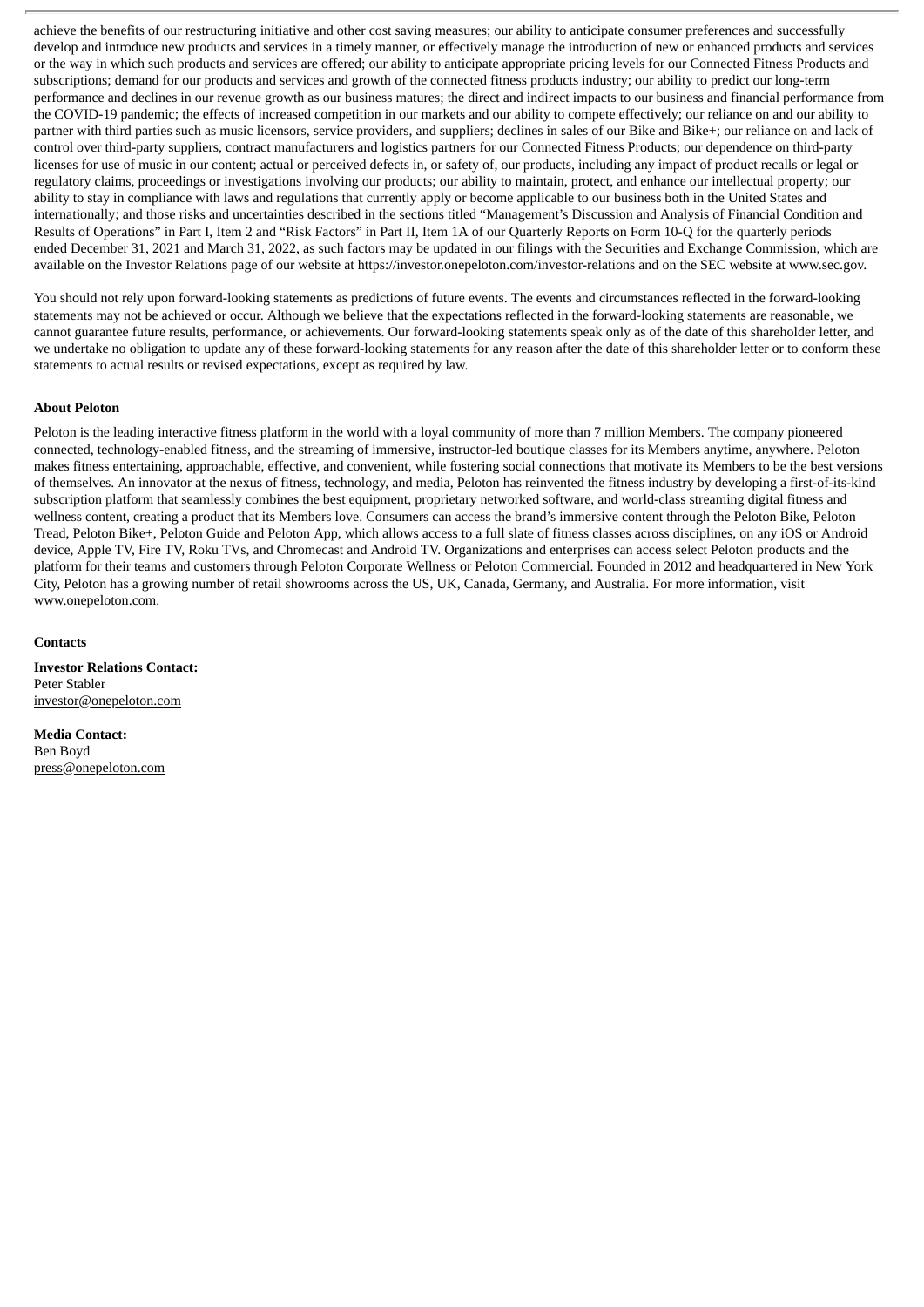achieve the benefits of our restructuring initiative and other cost saving measures; our ability to anticipate consumer preferences and successfully develop and introduce new products and services in a timely manner, or effectively manage the introduction of new or enhanced products and services or the way in which such products and services are offered; our ability to anticipate appropriate pricing levels for our Connected Fitness Products and subscriptions; demand for our products and services and growth of the connected fitness products industry; our ability to predict our long-term performance and declines in our revenue growth as our business matures; the direct and indirect impacts to our business and financial performance from the COVID-19 pandemic; the effects of increased competition in our markets and our ability to compete effectively; our reliance on and our ability to partner with third parties such as music licensors, service providers, and suppliers; declines in sales of our Bike and Bike+; our reliance on and lack of control over third-party suppliers, contract manufacturers and logistics partners for our Connected Fitness Products; our dependence on third-party licenses for use of music in our content; actual or perceived defects in, or safety of, our products, including any impact of product recalls or legal or regulatory claims, proceedings or investigations involving our products; our ability to maintain, protect, and enhance our intellectual property; our ability to stay in compliance with laws and regulations that currently apply or become applicable to our business both in the United States and internationally; and those risks and uncertainties described in the sections titled "Management's Discussion and Analysis of Financial Condition and Results of Operations" in Part I, Item 2 and "Risk Factors" in Part II, Item 1A of our Quarterly Reports on Form 10-Q for the quarterly periods ended December 31, 2021 and March 31, 2022, as such factors may be updated in our filings with the Securities and Exchange Commission, which are available on the Investor Relations page of our website at https://investor.onepeloton.com/investor-relations and on the SEC website at www.sec.gov.

You should not rely upon forward-looking statements as predictions of future events. The events and circumstances reflected in the forward-looking statements may not be achieved or occur. Although we believe that the expectations reflected in the forward-looking statements are reasonable, we cannot guarantee future results, performance, or achievements. Our forward-looking statements speak only as of the date of this shareholder letter, and we undertake no obligation to update any of these forward-looking statements for any reason after the date of this shareholder letter or to conform these statements to actual results or revised expectations, except as required by law.

**About Peloton**

Peloton is the leading interactive fitness platform in the world with a loyal community of more than 7 million Members. The company pioneered connected, technology-enabled fitness, and the streaming of immersive, instructor-led boutique classes for its Members anytime, anywhere. Peloton makes fitness entertaining, approachable, effective, and convenient, while fostering social connections that motivate its Members to be the best versions of themselves. An innovator at the nexus of fitness, technology, and media, Peloton has reinvented the fitness industry by developing a first-of-its-kind subscription platform that seamlessly combines the best equipment, proprietary networked software, and world-class streaming digital fitness and wellness content, creating a product that its Members love. Consumers can access the brand's immersive content through the Peloton Bike, Peloton Tread, Peloton Bike+, Peloton Guide and Peloton App, which allows access to a full slate of fitness classes across disciplines, on any iOS or Android device, Apple TV, Fire TV, Roku TVs, and Chromecast and Android TV. Organizations and enterprises can access select Peloton products and the platform for their teams and customers through Peloton Corporate Wellness or Peloton Commercial. Founded in 2012 and headquartered in New York City, Peloton has a growing number of retail showrooms across the US, UK, Canada, Germany, and Australia. For more information, visit www.onepeloton.com.

**Contacts**

**Investor Relations Contact:**
Peter Stabler
investor@onepeloton.com

**Media Contact:**
Ben Boyd
press@onepeloton.com